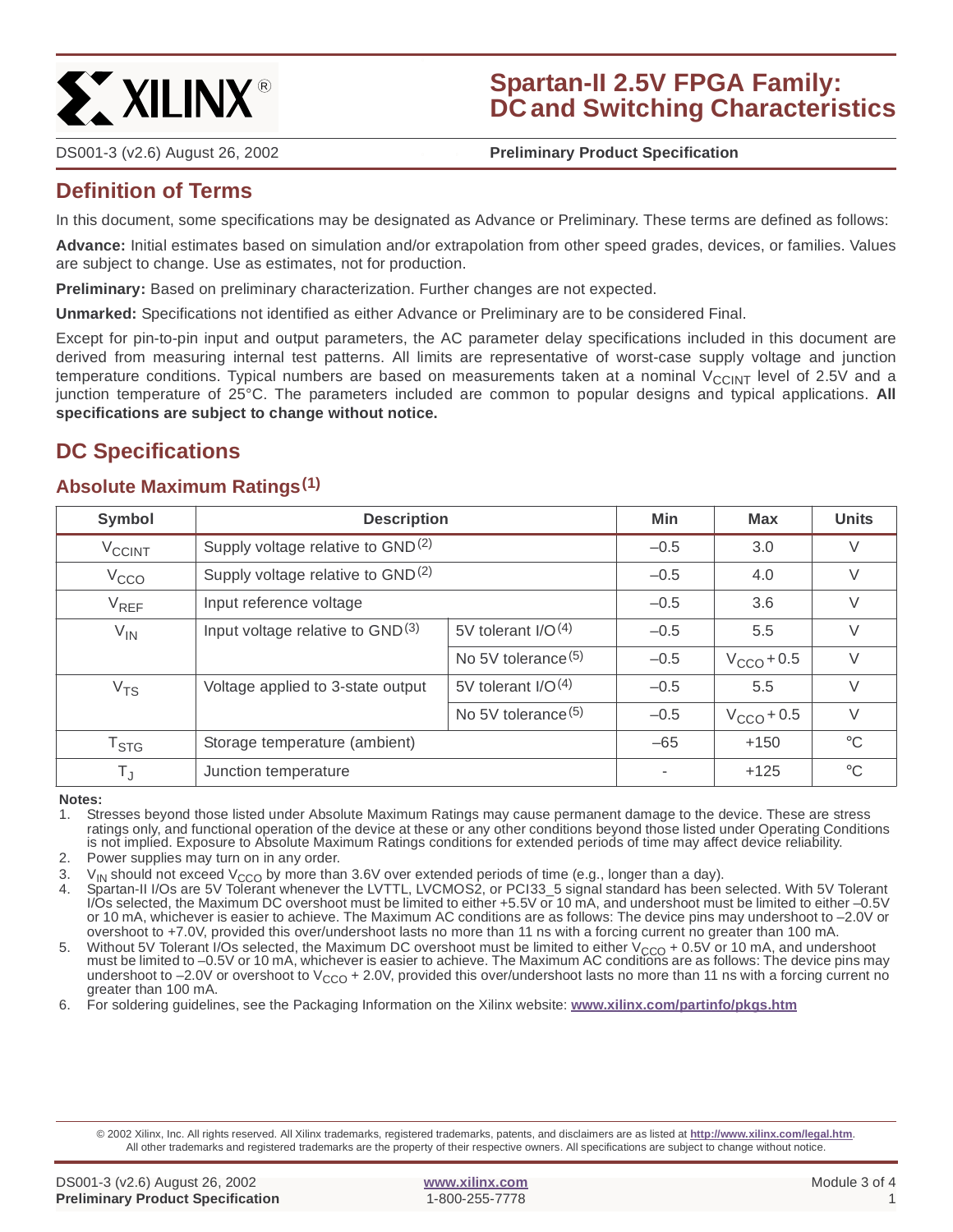# Spartan-II 2.5V FPGA Family: DC and Switching Characteristics

DS001-3 (v2.6) August 26, 2002 **Preliminary Product Specification**

## Definition of Terms

In this document, some specifications may be designated as Advance or Preliminary. These terms are defined as follows:

**Advance:** Initial estimates based on simulation and/or extrapolation from other speed grades, devices, or families. Values are subject to change. Use as estimates, not for production.

**Preliminary:** Based on preliminary characterization. Further changes are not expected.

**Unmarked:** Specifications not identified as either Advance or Preliminary are to be considered Final.

Except for pin-to-pin input and output parameters, the AC parameter delay specifications included in this document are derived from measuring internal test patterns. All limits are representative of worst-case supply voltage and junction temperature conditions. Typical numbers are based on measurements taken at a nominal $V_{CCINT}$ level of 2.5V and a junction temperature of 25°C. The parameters included are common to popular designs and typical applications. **All specifications are subject to change without notice.**

## DC Specifications

### Absolute Maximum Ratings[1]

| Symbol | Description | | Min | Max | Units |
|---|---|---|---|---|---|
| $V_{CCINT}$ | Supply voltage relative to GND[2] | | –0.5 | 3.0 | V |
| $V_{CCO}$ | Supply voltage relative to GND[2] | | –0.5 | 4.0 | V |
| $V_{REF}$ | Input reference voltage | | –0.5 | 3.6 | V |
| $V_{IN}$ | Input voltage relative to GND[3] | 5V tolerant I/O[4] | –0.5 | 5.5 | V |
| | | No 5V tolerance[5] | –0.5 | $V_{CCO}$ + 0.5 | V |
| $V_{TS}$ | Voltage applied to 3-state output | 5V tolerant I/O[4] | –0.5 | 5.5 | V |
| | | No 5V tolerance[5] | –0.5 | $V_{CCO}$ + 0.5 | V |
| $T_{STG}$ | Storage temperature (ambient) | | –65 | +150 | °C |
| $T_J$ | Junction temperature | | - | +125 | °C |

**Notes:**

1. Stresses beyond those listed under Absolute Maximum Ratings may cause permanent damage to the device. These are stress ratings only, and functional operation of the device at these or any other conditions beyond those listed under Operating Conditions is not implied. Exposure to Absolute Maximum Ratings conditions for extended periods of time may affect device reliability.
2. Power supplies may turn on in any order.
3. $V_{IN}$ should not exceed $V_{CCO}$ by more than 3.6V over extended periods of time (e.g., longer than a day).
4. Spartan-II I/Os are 5V Tolerant whenever the LVTTL, LVCMOS2, or PCI33_5 signal standard has been selected. With 5V Tolerant I/Os selected, the Maximum DC overshoot must be limited to either +5.5V or 10 mA, and undershoot must be limited to either –0.5V or 10 mA, whichever is easier to achieve. The Maximum AC conditions are as follows: The device pins may undershoot to –2.0V or overshoot to +7.0V, provided this over/undershoot lasts no more than 11 ns with a forcing current no greater than 100 mA.
5. Without 5V Tolerant I/Os selected, the Maximum DC overshoot must be limited to either $V_{CCO}$ + 0.5V or 10 mA, and undershoot must be limited to –0.5V or 10 mA, whichever is easier to achieve. The Maximum AC conditions are as follows: The device pins may undershoot to –2.0V or overshoot to $V_{CCO}$ + 2.0V, provided this over/undershoot lasts no more than 11 ns with a forcing current no greater than 100 mA.
6. For soldering guidelines, see the Packaging Information on the Xilinx website: **www.xilinx.com/partinfo/pkgs.htm**

© 2002 Xilinx, Inc. All rights reserved. All Xilinx trademarks, registered trademarks, patents, and disclaimers are as listed at **http://www.xilinx.com/legal.htm**. All other trademarks and registered trademarks are the property of their respective owners. All specifications are subject to change without notice.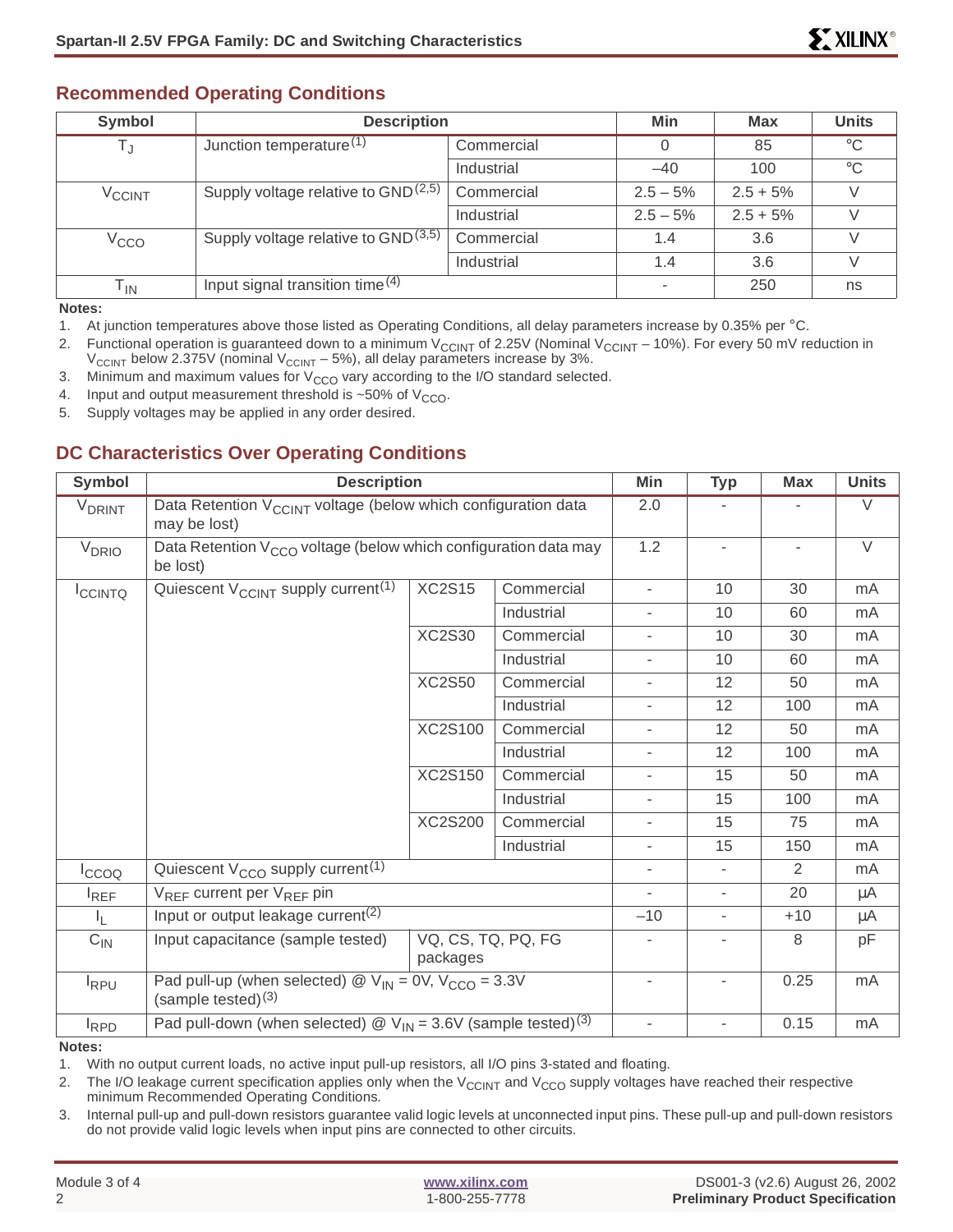## Recommended Operating Conditions

| Symbol | Description | | Min | Max | Units |
|---|---|---|---|---|---|
| $T_J$ | Junction temperature[1] | Commercial | 0 | 85 | °C |
| | | Industrial | –40 | 100 | °C |
| $V_{CCINT}$ | Supply voltage relative to GND[2,5] | Commercial | 2.5 – 5% | 2.5 + 5% | V |
| | | Industrial | 2.5 – 5% | 2.5 + 5% | V |
| $V_{CCO}$ | Supply voltage relative to GND[3,5] | Commercial | 1.4 | 3.6 | V |
| | | Industrial | 1.4 | 3.6 | V |
| $T_{IN}$ | Input signal transition time[4] | | - | 250 | ns |

**Notes:**

1. At junction temperatures above those listed as Operating Conditions, all delay parameters increase by 0.35% per °C.
2. Functional operation is guaranteed down to a minimum $V_{CCINT}$ of 2.25V (Nominal $V_{CCINT}$ – 10%). For every 50 mV reduction in $V_{CCINT}$ below 2.375V (nominal $V_{CCINT}$ – 5%), all delay parameters increase by 3%.
3. Minimum and maximum values for $V_{CCO}$ vary according to the I/O standard selected.
4. Input and output measurement threshold is ~50% of $V_{CCO}$.
5. Supply voltages may be applied in any order desired.

## DC Characteristics Over Operating Conditions

| Symbol | Description | | | Min | Typ | Max | Units |
|---|---|---|---|---|---|---|---|
| $V_{DRINT}$ | Data Retention $V_{CCINT}$ voltage (below which configuration data may be lost) | | | 2.0 | - | - | V |
| $V_{DRIO}$ | Data Retention $V_{CCO}$ voltage (below which configuration data may be lost) | | | 1.2 | - | - | V |
| $I_{CCINTQ}$ | Quiescent $V_{CCINT}$ supply current[1] | XC2S15 | Commercial | - | 10 | 30 | mA |
| | | | Industrial | - | 10 | 60 | mA |
| | | XC2S30 | Commercial | - | 10 | 30 | mA |
| | | | Industrial | - | 10 | 60 | mA |
| | | XC2S50 | Commercial | - | 12 | 50 | mA |
| | | | Industrial | - | 12 | 100 | mA |
| | | XC2S100 | Commercial | - | 12 | 50 | mA |
| | | | Industrial | - | 12 | 100 | mA |
| | | XC2S150 | Commercial | - | 15 | 50 | mA |
| | | | Industrial | - | 15 | 100 | mA |
| | | XC2S200 | Commercial | - | 15 | 75 | mA |
| | | | Industrial | - | 15 | 150 | mA |
| $I_{CCOQ}$ | Quiescent $V_{CCO}$ supply current[1] | | | - | - | 2 | mA |
| $I_{REF}$ | $V_{REF}$ current per $V_{REF}$ pin | | | - | - | 20 | μA |
| $I_L$ | Input or output leakage current[2] | | | –10 | - | +10 | μA |
| $C_{IN}$ | Input capacitance (sample tested) | VQ, CS, TQ, PQ, FG packages | | - | - | 8 | pF |
| $I_{RPU}$ | Pad pull-up (when selected) @ $V_{IN}$ = 0V, $V_{CCO}$ = 3.3V (sample tested)[3] | | | - | - | 0.25 | mA |
| $I_{RPD}$ | Pad pull-down (when selected) @ $V_{IN}$ = 3.6V (sample tested)[3] | | | - | - | 0.15 | mA |

**Notes:**

1. With no output current loads, no active input pull-up resistors, all I/O pins 3-stated and floating.
2. The I/O leakage current specification applies only when the $V_{CCINT}$ and $V_{CCO}$ supply voltages have reached their respective minimum Recommended Operating Conditions.
3. Internal pull-up and pull-down resistors guarantee valid logic levels at unconnected input pins. These pull-up and pull-down resistors do not provide valid logic levels when input pins are connected to other circuits.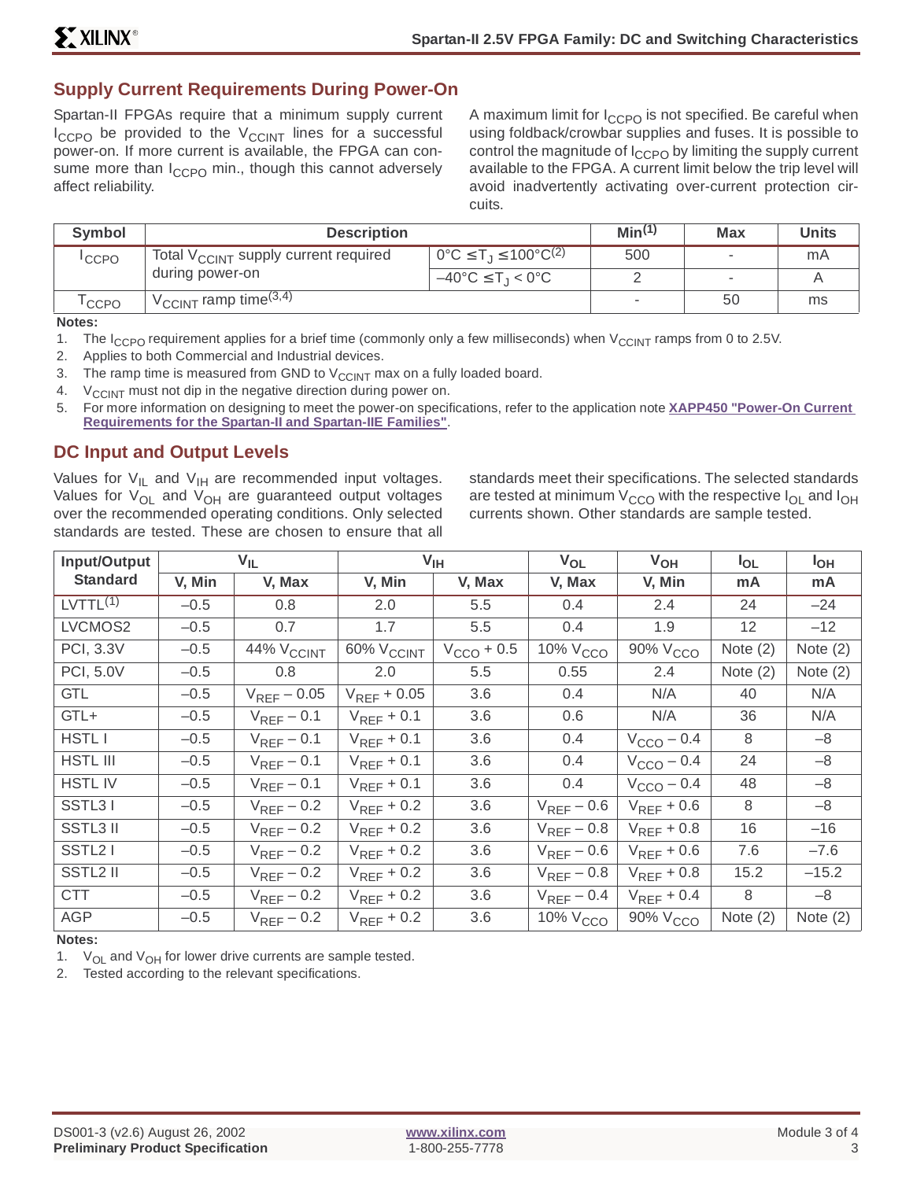## Supply Current Requirements During Power-On

Spartan-II FPGAs require that a minimum supply current $I_{CCPO}$ be provided to the $V_{CCINT}$ lines for a successful power-on. If more current is available, the FPGA can consume more than $I_{CCPO}$ min., though this cannot adversely affect reliability.

A maximum limit for $I_{CCPO}$ is not specified. Be careful when using foldback/crowbar supplies and fuses. It is possible to control the magnitude of $I_{CCPO}$ by limiting the supply current available to the FPGA. A current limit below the trip level will avoid inadvertently activating over-current protection circuits.

| Symbol | Description | | Min(1) | Max | Units |
|---|---|---|---|---|---|
| $I_{CCPO}$ | Total $V_{CCINT}$ supply current required during power-on | $0°C \le T_J \le 100°C$(2) | 500 | - | mA |
| | | $-40°C \le T_J < 0°C$ | 2 | - | A |
| $T_{CCPO}$ | $V_{CCINT}$ ramp time(3,4) | | - | 50 | ms |

**Notes:**

1. The $I_{CCPO}$ requirement applies for a brief time (commonly only a few milliseconds) when $V_{CCINT}$ ramps from 0 to 2.5V.
2. Applies to both Commercial and Industrial devices.
3. The ramp time is measured from GND to $V_{CCINT}$ max on a fully loaded board.
4. $V_{CCINT}$ must not dip in the negative direction during power on.
5. For more information on designing to meet the power-on specifications, refer to the application note **XAPP450 "Power-On Current Requirements for the Spartan-II and Spartan-IIE Families"**.

## DC Input and Output Levels

Values for $V_{IL}$ and $V_{IH}$ are recommended input voltages. Values for $V_{OL}$ and $V_{OH}$ are guaranteed output voltages over the recommended operating conditions. Only selected standards are tested. These are chosen to ensure that all standards meet their specifications. The selected standards are tested at minimum $V_{CCO}$ with the respective $I_{OL}$ and $I_{OH}$ currents shown. Other standards are sample tested.

| Input/Output Standard | $V_{IL}$ | | $V_{IH}$ | | $V_{OL}$ | $V_{OH}$ | $I_{OL}$ | $I_{OH}$ |
|---|---|---|---|---|---|---|---|---|
| | V, Min | V, Max | V, Min | V, Max | V, Max | V, Min | mA | mA |
| LVTTL(1) | –0.5 | 0.8 | 2.0 | 5.5 | 0.4 | 2.4 | 24 | –24 |
| LVCMOS2 | –0.5 | 0.7 | 1.7 | 5.5 | 0.4 | 1.9 | 12 | –12 |
| PCI, 3.3V | –0.5 | 44% $V_{CCINT}$ | 60% $V_{CCINT}$ | $V_{CCO}$ + 0.5 | 10% $V_{CCO}$ | 90% $V_{CCO}$ | Note (2) | Note (2) |
| PCI, 5.0V | –0.5 | 0.8 | 2.0 | 5.5 | 0.55 | 2.4 | Note (2) | Note (2) |
| GTL | –0.5 | $V_{REF}$ – 0.05 | $V_{REF}$ + 0.05 | 3.6 | 0.4 | N/A | 40 | N/A |
| GTL+ | –0.5 | $V_{REF}$ – 0.1 | $V_{REF}$ + 0.1 | 3.6 | 0.6 | N/A | 36 | N/A |
| HSTL I | –0.5 | $V_{REF}$ – 0.1 | $V_{REF}$ + 0.1 | 3.6 | 0.4 | $V_{CCO}$ – 0.4 | 8 | –8 |
| HSTL III | –0.5 | $V_{REF}$ – 0.1 | $V_{REF}$ + 0.1 | 3.6 | 0.4 | $V_{CCO}$ – 0.4 | 24 | –8 |
| HSTL IV | –0.5 | $V_{REF}$ – 0.1 | $V_{REF}$ + 0.1 | 3.6 | 0.4 | $V_{CCO}$ – 0.4 | 48 | –8 |
| SSTL3 I | –0.5 | $V_{REF}$ – 0.2 | $V_{REF}$ + 0.2 | 3.6 | $V_{REF}$ – 0.6 | $V_{REF}$ + 0.6 | 8 | –8 |
| SSTL3 II | –0.5 | $V_{REF}$ – 0.2 | $V_{REF}$ + 0.2 | 3.6 | $V_{REF}$ – 0.8 | $V_{REF}$ + 0.8 | 16 | –16 |
| SSTL2 I | –0.5 | $V_{REF}$ – 0.2 | $V_{REF}$ + 0.2 | 3.6 | $V_{REF}$ – 0.6 | $V_{REF}$ + 0.6 | 7.6 | –7.6 |
| SSTL2 II | –0.5 | $V_{REF}$ – 0.2 | $V_{REF}$ + 0.2 | 3.6 | $V_{REF}$ – 0.8 | $V_{REF}$ + 0.8 | 15.2 | –15.2 |
| CTT | –0.5 | $V_{REF}$ – 0.2 | $V_{REF}$ + 0.2 | 3.6 | $V_{REF}$ – 0.4 | $V_{REF}$ + 0.4 | 8 | –8 |
| AGP | –0.5 | $V_{REF}$ – 0.2 | $V_{REF}$ + 0.2 | 3.6 | 10% $V_{CCO}$ | 90% $V_{CCO}$ | Note (2) | Note (2) |

**Notes:**

1. $V_{OL}$ and $V_{OH}$ for lower drive currents are sample tested.
2. Tested according to the relevant specifications.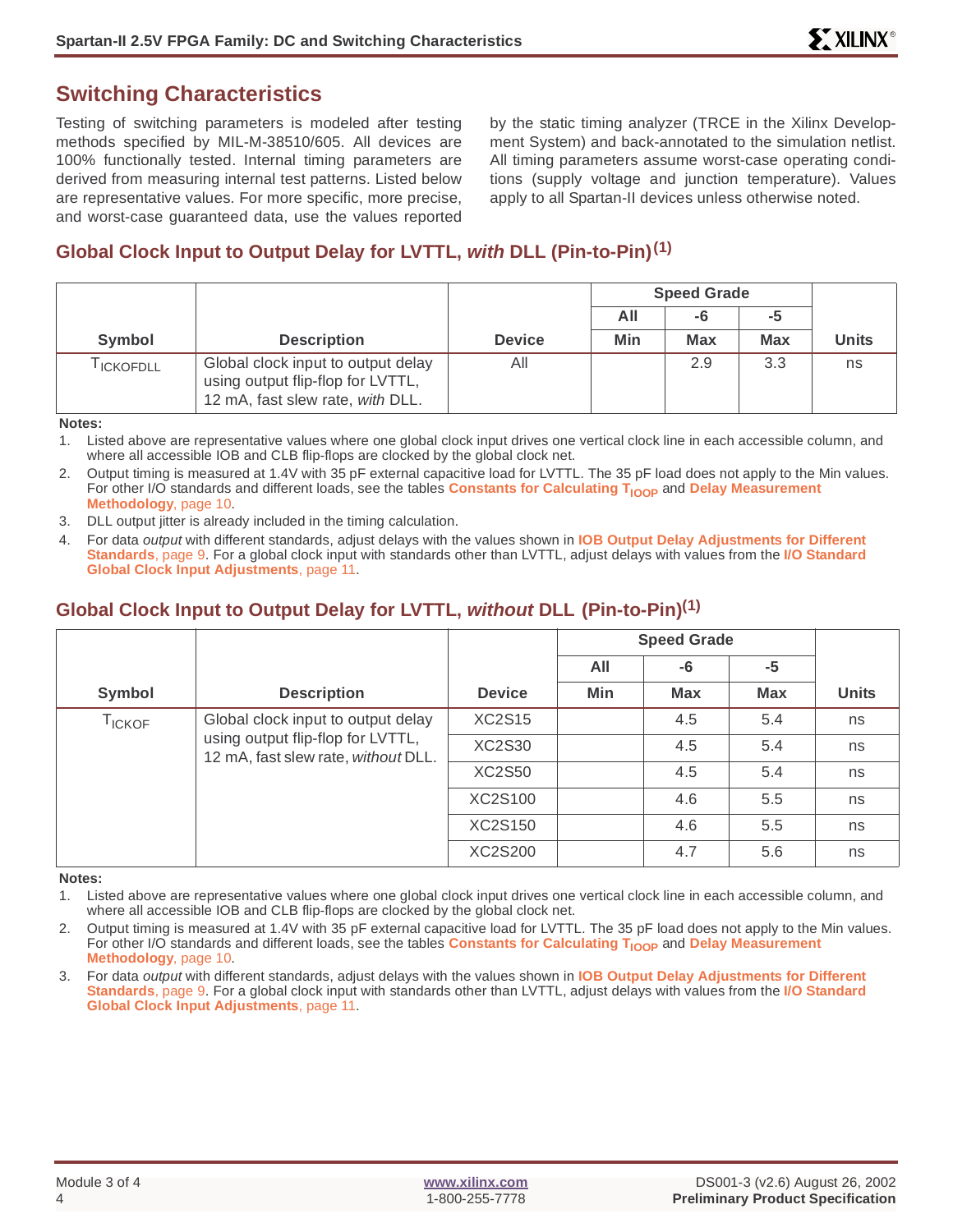## Switching Characteristics

Testing of switching parameters is modeled after testing methods specified by MIL-M-38510/605. All devices are 100% functionally tested. Internal timing parameters are derived from measuring internal test patterns. Listed below are representative values. For more specific, more precise, and worst-case guaranteed data, use the values reported by the static timing analyzer (TRCE in the Xilinx Development System) and back-annotated to the simulation netlist. All timing parameters assume worst-case operating conditions (supply voltage and junction temperature). Values apply to all Spartan-II devices unless otherwise noted.

### Global Clock Input to Output Delay for LVTTL, *with* DLL (Pin-to-Pin)[1]

| Symbol | Description | Device | Speed Grade | | | Units |
|---|---|---|---|---|---|---|
| | | | All | -6 | -5 | |
| | | | Min | Max | Max | |
| $T_{ICKOFDLL}$ | Global clock input to output delay using output flip-flop for LVTTL, 12 mA, fast slew rate, *with* DLL. | All | | 2.9 | 3.3 | ns |

**Notes:**

1. Listed above are representative values where one global clock input drives one vertical clock line in each accessible column, and where all accessible IOB and CLB flip-flops are clocked by the global clock net.
2. Output timing is measured at 1.4V with 35 pF external capacitive load for LVTTL. The 35 pF load does not apply to the Min values. For other I/O standards and different loads, see the tables **Constants for Calculating $T_{IOOP}$** and **Delay Measurement Methodology**, page 10.
3. DLL output jitter is already included in the timing calculation.
4. For data *output* with different standards, adjust delays with the values shown in **IOB Output Delay Adjustments for Different Standards**, page 9. For a global clock input with standards other than LVTTL, adjust delays with values from the **I/O Standard Global Clock Input Adjustments**, page 11.

### Global Clock Input to Output Delay for LVTTL, *without* DLL (Pin-to-Pin)[1]

| Symbol | Description | Device | Speed Grade | | | Units |
|---|---|---|---|---|---|---|
| | | | All | -6 | -5 | |
| | | | Min | Max | Max | |
| $T_{ICKOF}$ | Global clock input to output delay using output flip-flop for LVTTL, 12 mA, fast slew rate, *without* DLL. | XC2S15 | | 4.5 | 5.4 | ns |
| | | XC2S30 | | 4.5 | 5.4 | ns |
| | | XC2S50 | | 4.5 | 5.4 | ns |
| | | XC2S100 | | 4.6 | 5.5 | ns |
| | | XC2S150 | | 4.6 | 5.5 | ns |
| | | XC2S200 | | 4.7 | 5.6 | ns |

**Notes:**

1. Listed above are representative values where one global clock input drives one vertical clock line in each accessible column, and where all accessible IOB and CLB flip-flops are clocked by the global clock net.
2. Output timing is measured at 1.4V with 35 pF external capacitive load for LVTTL. The 35 pF load does not apply to the Min values. For other I/O standards and different loads, see the tables **Constants for Calculating $T_{IOOP}$** and **Delay Measurement Methodology**, page 10.
3. For data *output* with different standards, adjust delays with the values shown in **IOB Output Delay Adjustments for Different Standards**, page 9. For a global clock input with standards other than LVTTL, adjust delays with values from the **I/O Standard Global Clock Input Adjustments**, page 11.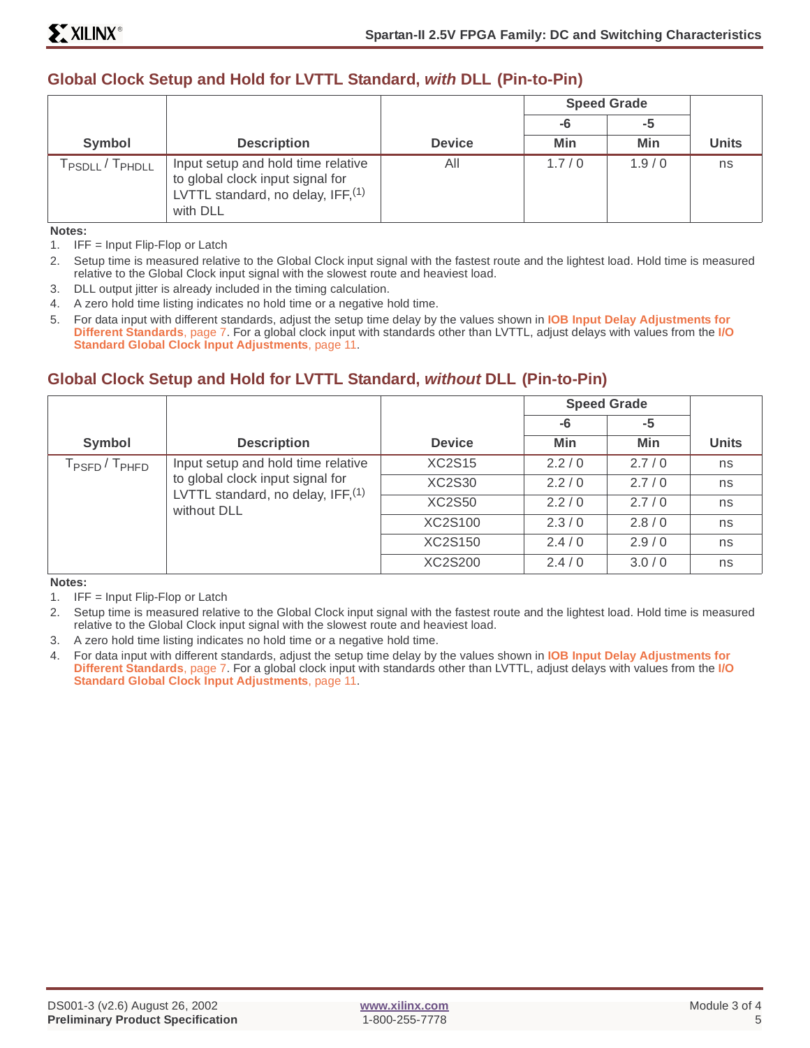## Global Clock Setup and Hold for LVTTL Standard, *with* DLL (Pin-to-Pin)

| Symbol | Description | Device | Speed Grade | | Units |
|---|---|---|---|---|---|
| | | | -6 | -5 | |
| | | | Min | Min | |
| $T_{PSDLL}$ / $T_{PHDLL}$ | Input setup and hold time relative to global clock signal for LVTTL standard, no delay, IFF,(1) with DLL | All | 1.7 / 0 | 1.9 / 0 | ns |

**Notes:**

1. IFF = Input Flip-Flop or Latch
2. Setup time is measured relative to the Global Clock input signal with the fastest route and the lightest load. Hold time is measured relative to the Global Clock input signal with the slowest route and heaviest load.
3. DLL output jitter is already included in the timing calculation.
4. A zero hold time listing indicates no hold time or a negative hold time.
5. For data input with different standards, adjust the setup time delay by the values shown in **IOB Input Delay Adjustments for Different Standards**, page 7. For a global clock input with standards other than LVTTL, adjust delays with values from the **I/O Standard Global Clock Input Adjustments**, page 11.

## Global Clock Setup and Hold for LVTTL Standard, *without* DLL (Pin-to-Pin)

| Symbol | Description | Device | Speed Grade | | Units |
|---|---|---|---|---|---|
| | | | -6 | -5 | |
| | | | Min | Min | |
| $T_{PSFD}$ / $T_{PHFD}$ | Input setup and hold time relative to global clock input signal for LVTTL standard, no delay, IFF,(1) without DLL | XC2S15 | 2.2 / 0 | 2.7 / 0 | ns |
| | | XC2S30 | 2.2 / 0 | 2.7 / 0 | ns |
| | | XC2S50 | 2.2 / 0 | 2.7 / 0 | ns |
| | | XC2S100 | 2.3 / 0 | 2.8 / 0 | ns |
| | | XC2S150 | 2.4 / 0 | 2.9 / 0 | ns |
| | | XC2S200 | 2.4 / 0 | 3.0 / 0 | ns |

**Notes:**

1. IFF = Input Flip-Flop or Latch
2. Setup time is measured relative to the Global Clock input signal with the fastest route and the lightest load. Hold time is measured relative to the Global Clock input signal with the slowest route and heaviest load.
3. A zero hold time listing indicates no hold time or a negative hold time.
4. For data input with different standards, adjust the setup time delay by the values shown in **IOB Input Delay Adjustments for Different Standards**, page 7. For a global clock input with standards other than LVTTL, adjust delays with values from the **I/O Standard Global Clock Input Adjustments**, page 11.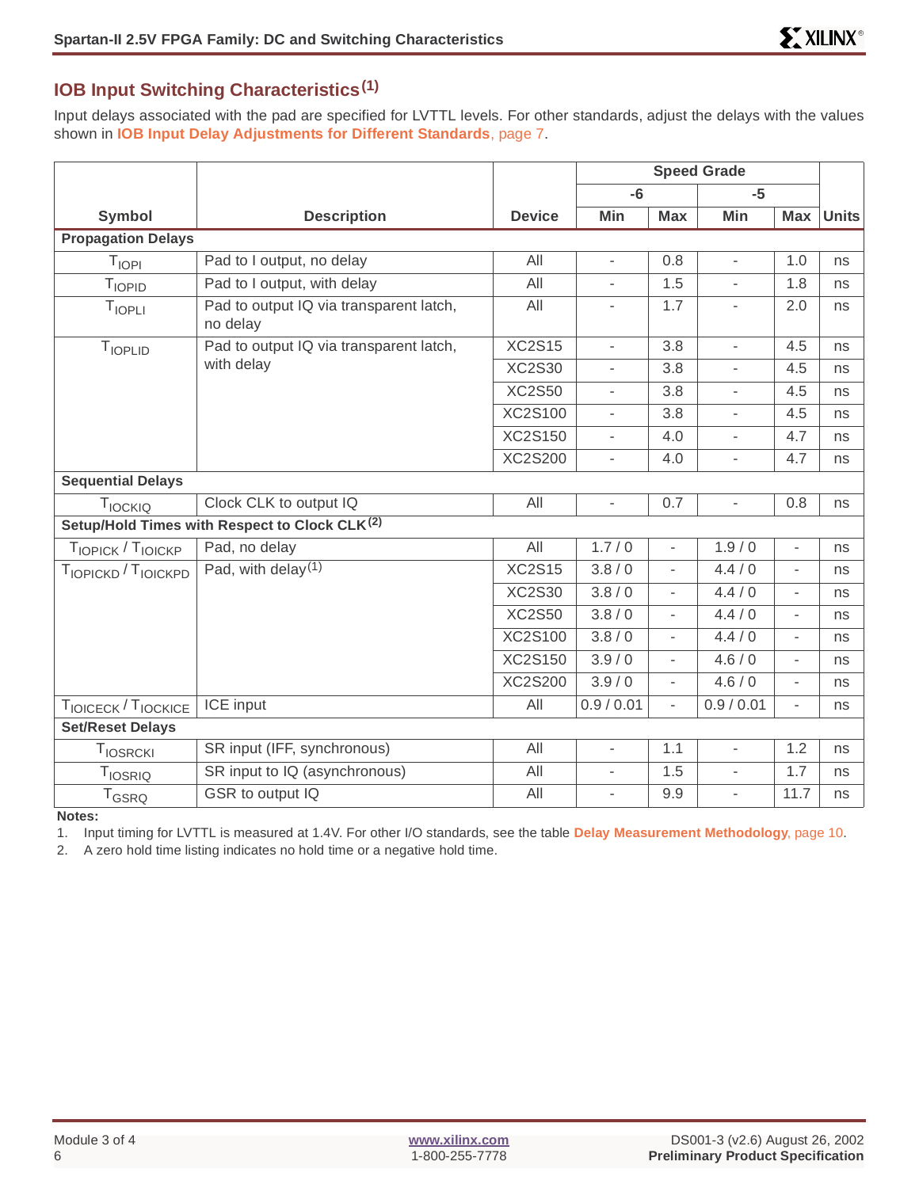## IOB Input Switching Characteristics[1]

Input delays associated with the pad are specified for LVTTL levels. For other standards, adjust the delays with the values shown in **IOB Input Delay Adjustments for Different Standards**, page 7.

| Symbol | Description | Device | Speed Grade | | | | Units |
|---|---|---|---|---|---|---|---|
| | | | -6 | | -5 | | |
| | | | Min | Max | Min | Max | |
| **Propagation Delays** | | | | | | | |
| $T_{IOPI}$ | Pad to I output, no delay | All | - | 0.8 | - | 1.0 | ns |
| $T_{IOPID}$ | Pad to I output, with delay | All | - | 1.5 | - | 1.8 | ns |
| $T_{IOPLI}$ | Pad to output IQ via transparent latch, no delay | All | - | 1.7 | - | 2.0 | ns |
| $T_{IOPLID}$ | Pad to output IQ via transparent latch, with delay | XC2S15 | - | 3.8 | - | 4.5 | ns |
| | | XC2S30 | - | 3.8 | - | 4.5 | ns |
| | | XC2S50 | - | 3.8 | - | 4.5 | ns |
| | | XC2S100 | - | 3.8 | - | 4.5 | ns |
| | | XC2S150 | - | 4.0 | - | 4.7 | ns |
| | | XC2S200 | - | 4.0 | - | 4.7 | ns |
| **Sequential Delays** | | | | | | | |
| $T_{IOCKIQ}$ | Clock CLK to output IQ | All | - | 0.7 | - | 0.8 | ns |
| **Setup/Hold Times with Respect to Clock CLK[2]** | | | | | | | |
| $T_{IOPICK}$ / $T_{IOICKP}$ | Pad, no delay | All | 1.7 / 0 | - | 1.9 / 0 | - | ns |
| $T_{IOPICKD}$ / $T_{IOICKPD}$ | Pad, with delay[1] | XC2S15 | 3.8 / 0 | - | 4.4 / 0 | - | ns |
| | | XC2S30 | 3.8 / 0 | - | 4.4 / 0 | - | ns |
| | | XC2S50 | 3.8 / 0 | - | 4.4 / 0 | - | ns |
| | | XC2S100 | 3.8 / 0 | - | 4.4 / 0 | - | ns |
| | | XC2S150 | 3.9 / 0 | - | 4.6 / 0 | - | ns |
| | | XC2S200 | 3.9 / 0 | - | 4.6 / 0 | - | ns |
| $T_{IOICECK}$ / $T_{IOCKICE}$ | ICE input | All | 0.9 / 0.01 | - | 0.9 / 0.01 | - | ns |
| **Set/Reset Delays** | | | | | | | |
| $T_{IOSRCKI}$ | SR input (IFF, synchronous) | All | - | 1.1 | - | 1.2 | ns |
| $T_{IOSRIQ}$ | SR input to IQ (asynchronous) | All | - | 1.5 | - | 1.7 | ns |
| $T_{GSRQ}$ | GSR to output IQ | All | - | 9.9 | - | 11.7 | ns |

**Notes:**

1. Input timing for LVTTL is measured at 1.4V. For other I/O standards, see the table **Delay Measurement Methodology**, page 10.
2. A zero hold time listing indicates no hold time or a negative hold time.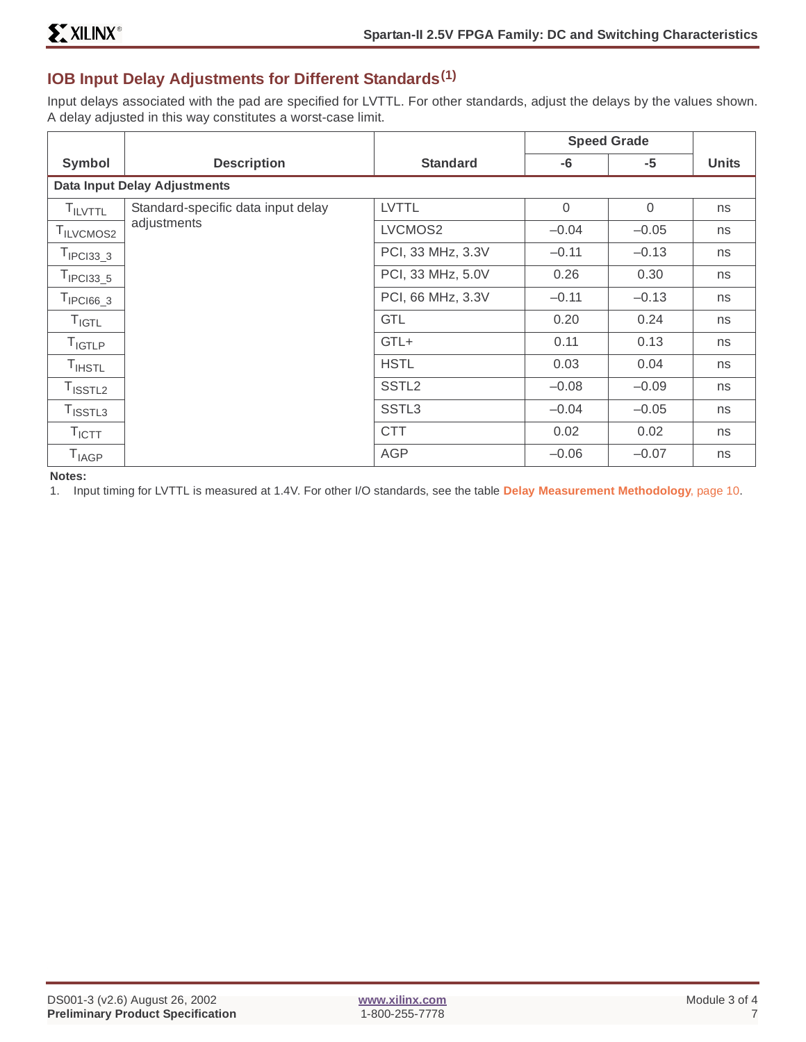## IOB Input Delay Adjustments for Different Standards[1]

Input delays associated with the pad are specified for LVTTL. For other standards, adjust the delays by the values shown. A delay adjusted in this way constitutes a worst-case limit.

| Symbol | Description | Standard | Speed Grade | | Units |
|---|---|---|---|---|---|
| | | | -6 | -5 | |
| **Data Input Delay Adjustments** | | | | | |
| $T_{ILVTTL}$ | Standard-specific data input delay adjustments | LVTTL | 0 | 0 | ns |
| $T_{ILVCMOS2}$ | | LVCMOS2 | –0.04 | –0.05 | ns |
| $T_{IPCI33\_3}$ | | PCI, 33 MHz, 3.3V | –0.11 | –0.13 | ns |
| $T_{IPCI33\_5}$ | | PCI, 33 MHz, 5.0V | 0.26 | 0.30 | ns |
| $T_{IPCI66\_3}$ | | PCI, 66 MHz, 3.3V | –0.11 | –0.13 | ns |
| $T_{IGTL}$ | | GTL | 0.20 | 0.24 | ns |
| $T_{IGTLP}$ | | GTL+ | 0.11 | 0.13 | ns |
| $T_{IHSTL}$ | | HSTL | 0.03 | 0.04 | ns |
| $T_{ISSTL2}$ | | SSTL2 | –0.08 | –0.09 | ns |
| $T_{ISSTL3}$ | | SSTL3 | –0.04 | –0.05 | ns |
| $T_{ICTT}$ | | CTT | 0.02 | 0.02 | ns |
| $T_{IAGP}$ | | AGP | –0.06 | –0.07 | ns |

**Notes:**

1. Input timing for LVTTL is measured at 1.4V. For other I/O standards, see the table **Delay Measurement Methodology**, page 10.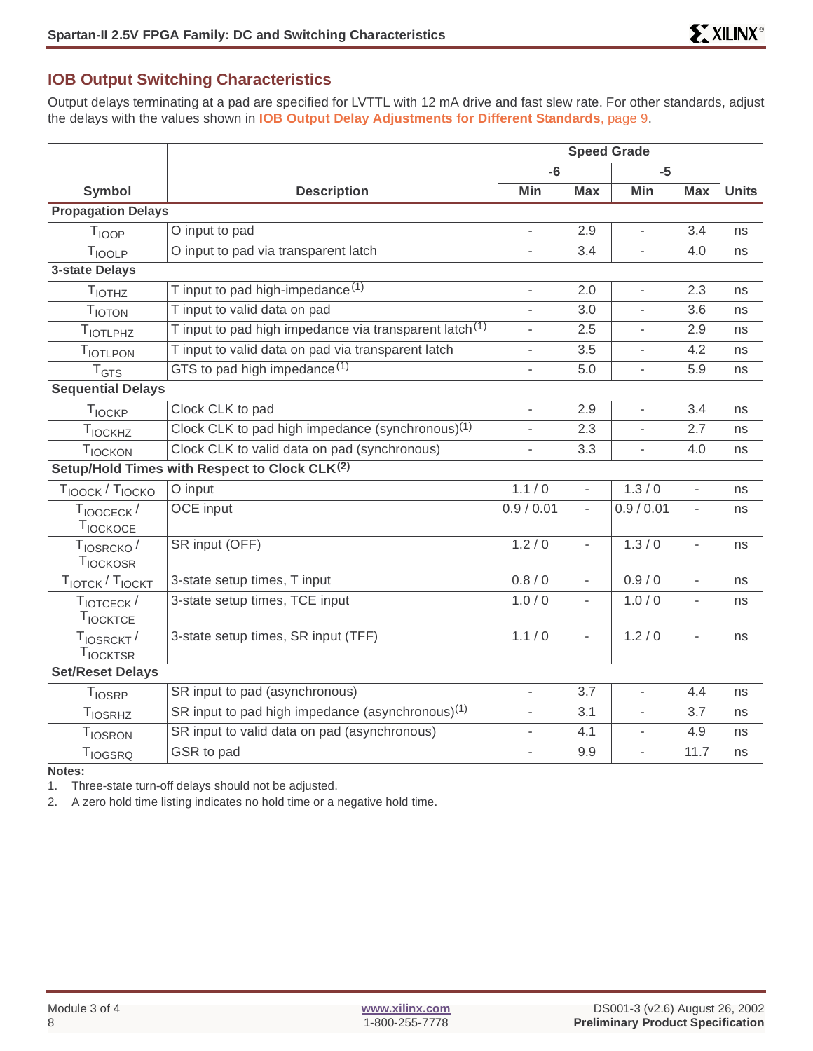## IOB Output Switching Characteristics

Output delays terminating at a pad are specified for LVTTL with 12 mA drive and fast slew rate. For other standards, adjust the delays with the values shown in **IOB Output Delay Adjustments for Different Standards**, page 9.

| Symbol | Description | Speed Grade | | | | Units |
|---|---|---|---|---|---|---|
| | | -6 | | -5 | | |
| | | Min | Max | Min | Max | |
| **Propagation Delays** | | | | | | |
| $T_{IOOP}$ | O input to pad | - | 2.9 | - | 3.4 | ns |
| $T_{IOOLP}$ | O input to pad via transparent latch | - | 3.4 | - | 4.0 | ns |
| **3-state Delays** | | | | | | |
| $T_{IOTHZ}$ | T input to pad high-impedance[1] | - | 2.0 | - | 2.3 | ns |
| $T_{IOTON}$ | T input to valid data on pad | - | 3.0 | - | 3.6 | ns |
| $T_{IOTLPHZ}$ | T input to pad high impedance via transparent latch[1] | - | 2.5 | - | 2.9 | ns |
| $T_{IOTLPON}$ | T input to valid data on pad via transparent latch | - | 3.5 | - | 4.2 | ns |
| $T_{GTS}$ | GTS to pad high impedance[1] | - | 5.0 | - | 5.9 | ns |
| **Sequential Delays** | | | | | | |
| $T_{IOCKP}$ | Clock CLK to pad | - | 2.9 | - | 3.4 | ns |
| $T_{IOCKHZ}$ | Clock CLK to pad high impedance (synchronous)[1] | - | 2.3 | - | 2.7 | ns |
| $T_{IOCKON}$ | Clock CLK to valid data on pad (synchronous) | - | 3.3 | - | 4.0 | ns |
| **Setup/Hold Times with Respect to Clock CLK[2]** | | | | | | |
| $T_{IOOCK}$ / $T_{IOCKO}$ | O input | 1.1 / 0 | - | 1.3 / 0 | - | ns |
| $T_{IOOCECK}$ / $T_{IOCKOCE}$ | OCE input | 0.9 / 0.01 | - | 0.9 / 0.01 | - | ns |
| $T_{IOSRCKO}$ / $T_{IOCKOSR}$ | SR input (OFF) | 1.2 / 0 | - | 1.3 / 0 | - | ns |
| $T_{IOTCK}$ / $T_{IOCKT}$ | 3-state setup times, T input | 0.8 / 0 | - | 0.9 / 0 | - | ns |
| $T_{IOTCECK}$ / $T_{IOCKTCE}$ | 3-state setup times, TCE input | 1.0 / 0 | - | 1.0 / 0 | - | ns |
| $T_{IOSRCKT}$ / $T_{IOCKTSR}$ | 3-state setup times, SR input (TFF) | 1.1 / 0 | - | 1.2 / 0 | - | ns |
| **Set/Reset Delays** | | | | | | |
| $T_{IOSRP}$ | SR input to pad (asynchronous) | - | 3.7 | - | 4.4 | ns |
| $T_{IOSRHZ}$ | SR input to pad high impedance (asynchronous)[1] | - | 3.1 | - | 3.7 | ns |
| $T_{IOSRON}$ | SR input to valid data on pad (asynchronous) | - | 4.1 | - | 4.9 | ns |
| $T_{IOGSRQ}$ | GSR to pad | - | 9.9 | - | 11.7 | ns |

**Notes:**

1. Three-state turn-off delays should not be adjusted.
2. A zero hold time listing indicates no hold time or a negative hold time.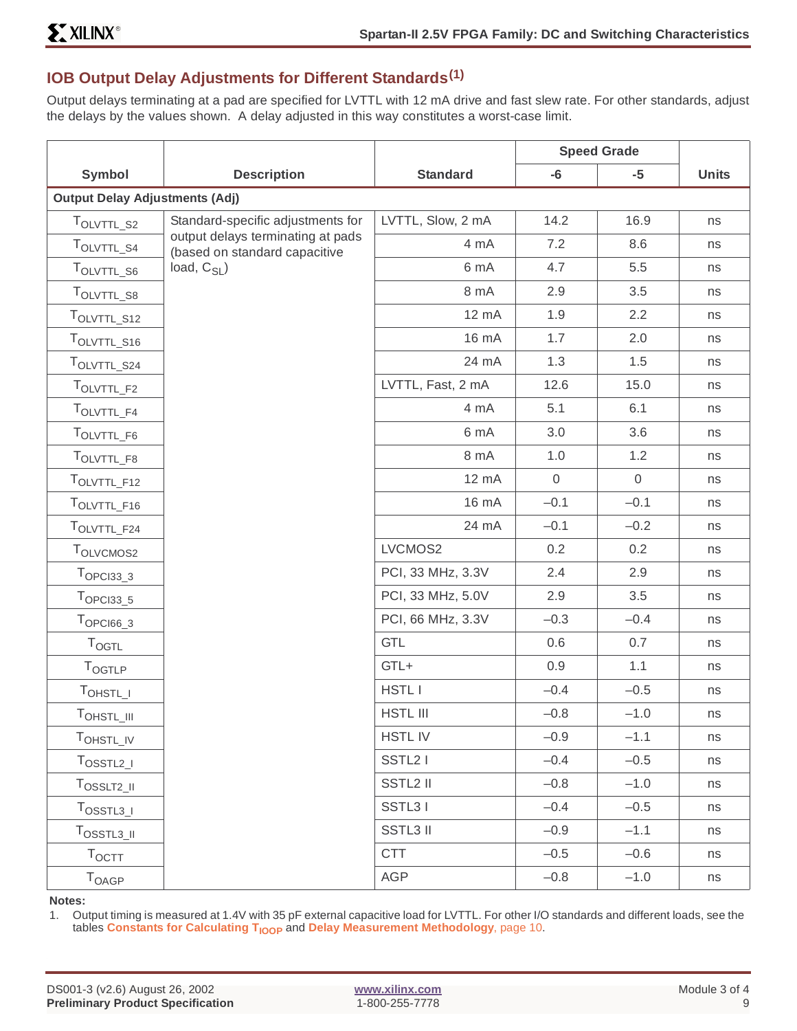## IOB Output Delay Adjustments for Different Standards[1]

Output delays terminating at a pad are specified for LVTTL with 12 mA drive and fast slew rate. For other standards, adjust the delays by the values shown. A delay adjusted in this way constitutes a worst-case limit.

| Symbol | Description | Standard | Speed Grade -6 | Speed Grade -5 | Units |
|---|---|---|---|---|---|
| **Output Delay Adjustments (Adj)** | | | | | |
| $T_{OLVTTL\_S2}$ | Standard-specific adjustments for output delays terminating at pads (based on standard capacitive load, $C_{SL}$) | LVTTL, Slow, 2 mA | 14.2 | 16.9 | ns |
| $T_{OLVTTL\_S4}$ | | 4 mA | 7.2 | 8.6 | ns |
| $T_{OLVTTL\_S6}$ | | 6 mA | 4.7 | 5.5 | ns |
| $T_{OLVTTL\_S8}$ | | 8 mA | 2.9 | 3.5 | ns |
| $T_{OLVTTL\_S12}$ | | 12 mA | 1.9 | 2.2 | ns |
| $T_{OLVTTL\_S16}$ | | 16 mA | 1.7 | 2.0 | ns |
| $T_{OLVTTL\_S24}$ | | 24 mA | 1.3 | 1.5 | ns |
| $T_{OLVTTL\_F2}$ | | LVTTL, Fast, 2 mA | 12.6 | 15.0 | ns |
| $T_{OLVTTL\_F4}$ | | 4 mA | 5.1 | 6.1 | ns |
| $T_{OLVTTL\_F6}$ | | 6 mA | 3.0 | 3.6 | ns |
| $T_{OLVTTL\_F8}$ | | 8 mA | 1.0 | 1.2 | ns |
| $T_{OLVTTL\_F12}$ | | 12 mA | 0 | 0 | ns |
| $T_{OLVTTL\_F16}$ | | 16 mA | –0.1 | –0.1 | ns |
| $T_{OLVTTL\_F24}$ | | 24 mA | –0.1 | –0.2 | ns |
| $T_{OLVCMOS2}$ | | LVCMOS2 | 0.2 | 0.2 | ns |
| $T_{OPCI33\_3}$ | | PCI, 33 MHz, 3.3V | 2.4 | 2.9 | ns |
| $T_{OPCI33\_5}$ | | PCI, 33 MHz, 5.0V | 2.9 | 3.5 | ns |
| $T_{OPCI66\_3}$ | | PCI, 66 MHz, 3.3V | –0.3 | –0.4 | ns |
| $T_{OGTL}$ | | GTL | 0.6 | 0.7 | ns |
| $T_{OGTLP}$ | | GTL+ | 0.9 | 1.1 | ns |
| $T_{OHSTL\_I}$ | | HSTL I | –0.4 | –0.5 | ns |
| $T_{OHSTL\_III}$ | | HSTL III | –0.8 | –1.0 | ns |
| $T_{OHSTL\_IV}$ | | HSTL IV | –0.9 | –1.1 | ns |
| $T_{OSSTL2\_I}$ | | SSTL2 I | –0.4 | –0.5 | ns |
| $T_{OSSLT2\_II}$ | | SSTL2 II | –0.8 | –1.0 | ns |
| $T_{OSSTL3\_I}$ | | SSTL3 I | –0.4 | –0.5 | ns |
| $T_{OSSTL3\_II}$ | | SSTL3 II | –0.9 | –1.1 | ns |
| $T_{OCTT}$ | | CTT | –0.5 | –0.6 | ns |
| $T_{OAGP}$ | | AGP | –0.8 | –1.0 | ns |

**Notes:**

1. Output timing is measured at 1.4V with 35 pF external capacitive load for LVTTL. For other I/O standards and different loads, see the tables **Constants for Calculating $T_{IOOP}$** and **Delay Measurement Methodology**, page 10.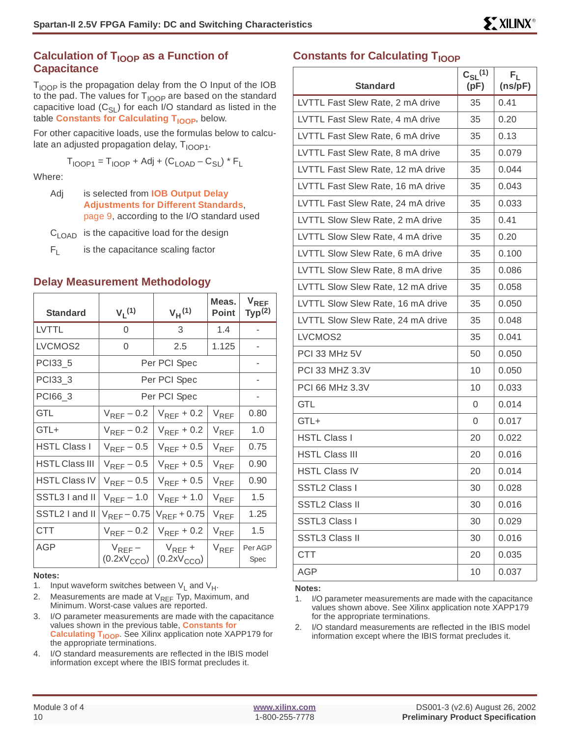## Calculation of $T_{IOOP}$ as a Function of Capacitance

$T_{IOOP}$ is the propagation delay from the O Input of the IOB to the pad. The values for $T_{IOOP}$ are based on the standard capacitive load ($C_{SL}$) for each I/O standard as listed in the table **Constants for Calculating $T_{IOOP}$**, below.

For other capacitive loads, use the formulas below to calculate an adjusted propagation delay, $T_{IOOP1}$.

$$T_{IOOP1} = T_{IOOP} + Adj + (C_{LOAD} - C_{SL}) * F_L$$

Where:

- Adj is selected from **IOB Output Delay Adjustments for Different Standards**, page 9, according to the I/O standard used
- $C_{LOAD}$ is the capacitive load for the design
- $F_L$ is the capacitance scaling factor

## Delay Measurement Methodology

| Standard | $V_L$ (1) | $V_H$ (1) | Meas. Point | $V_{REF}$ Typ(2) |
|---|---|---|---|---|
| LVTTL | 0 | 3 | 1.4 | - |
| LVCMOS2 | 0 | 2.5 | 1.125 | - |
| PCI33_5 | Per PCI Spec | | | - |
| PCI33_3 | Per PCI Spec | | | - |
| PCI66_3 | Per PCI Spec | | | - |
| GTL | $V_{REF} - 0.2$ | $V_{REF} + 0.2$ | $V_{REF}$ | 0.80 |
| GTL+ | $V_{REF} - 0.2$ | $V_{REF} + 0.2$ | $V_{REF}$ | 1.0 |
| HSTL Class I | $V_{REF} - 0.5$ | $V_{REF} + 0.5$ | $V_{REF}$ | 0.75 |
| HSTL Class III | $V_{REF} - 0.5$ | $V_{REF} + 0.5$ | $V_{REF}$ | 0.90 |
| HSTL Class IV | $V_{REF} - 0.5$ | $V_{REF} + 0.5$ | $V_{REF}$ | 0.90 |
| SSTL3 I and II | $V_{REF} - 1.0$ | $V_{REF} + 1.0$ | $V_{REF}$ | 1.5 |
| SSTL2 I and II | $V_{REF} - 0.75$ | $V_{REF} + 0.75$ | $V_{REF}$ | 1.25 |
| CTT | $V_{REF} - 0.2$ | $V_{REF} + 0.2$ | $V_{REF}$ | 1.5 |
| AGP | $V_{REF} -$ $(0.2xV_{CCO})$ | $V_{REF} +$ $(0.2xV_{CCO})$ | $V_{REF}$ | Per AGP Spec |

**Notes:**

1. Input waveform switches between $V_L$ and $V_H$.
2. Measurements are made at $V_{REF}$ Typ, Maximum, and Minimum. Worst-case values are reported.
3. I/O parameter measurements are made with the capacitance values shown in the previous table, **Constants for Calculating $T_{IOOP}$**. See Xilinx application note XAPP179 for the appropriate terminations.
4. I/O standard measurements are reflected in the IBIS model information except where the IBIS format precludes it.

## Constants for Calculating $T_{IOOP}$

| Standard | $C_{SL}$ (1) (pF) | $F_L$ (ns/pF) |
|---|---|---|
| LVTTL Fast Slew Rate, 2 mA drive | 35 | 0.41 |
| LVTTL Fast Slew Rate, 4 mA drive | 35 | 0.20 |
| LVTTL Fast Slew Rate, 6 mA drive | 35 | 0.13 |
| LVTTL Fast Slew Rate, 8 mA drive | 35 | 0.079 |
| LVTTL Fast Slew Rate, 12 mA drive | 35 | 0.044 |
| LVTTL Fast Slew Rate, 16 mA drive | 35 | 0.043 |
| LVTTL Fast Slew Rate, 24 mA drive | 35 | 0.033 |
| LVTTL Slow Slew Rate, 2 mA drive | 35 | 0.41 |
| LVTTL Slow Slew Rate, 4 mA drive | 35 | 0.20 |
| LVTTL Slow Slew Rate, 6 mA drive | 35 | 0.100 |
| LVTTL Slow Slew Rate, 8 mA drive | 35 | 0.086 |
| LVTTL Slow Slew Rate, 12 mA drive | 35 | 0.058 |
| LVTTL Slow Slew Rate, 16 mA drive | 35 | 0.050 |
| LVTTL Slow Slew Rate, 24 mA drive | 35 | 0.048 |
| LVCMOS2 | 35 | 0.041 |
| PCI 33 MHz 5V | 50 | 0.050 |
| PCI 33 MHZ 3.3V | 10 | 0.050 |
| PCI 66 MHz 3.3V | 10 | 0.033 |
| GTL | 0 | 0.014 |
| GTL+ | 0 | 0.017 |
| HSTL Class I | 20 | 0.022 |
| HSTL Class III | 20 | 0.016 |
| HSTL Class IV | 20 | 0.014 |
| SSTL2 Class I | 30 | 0.028 |
| SSTL2 Class II | 30 | 0.016 |
| SSTL3 Class I | 30 | 0.029 |
| SSTL3 Class II | 30 | 0.016 |
| CTT | 20 | 0.035 |
| AGP | 10 | 0.037 |

**Notes:**

1. I/O parameter measurements are made with the capacitance values shown above. See Xilinx application note XAPP179 for the appropriate terminations.
2. I/O standard measurements are reflected in the IBIS model information except where the IBIS format precludes it.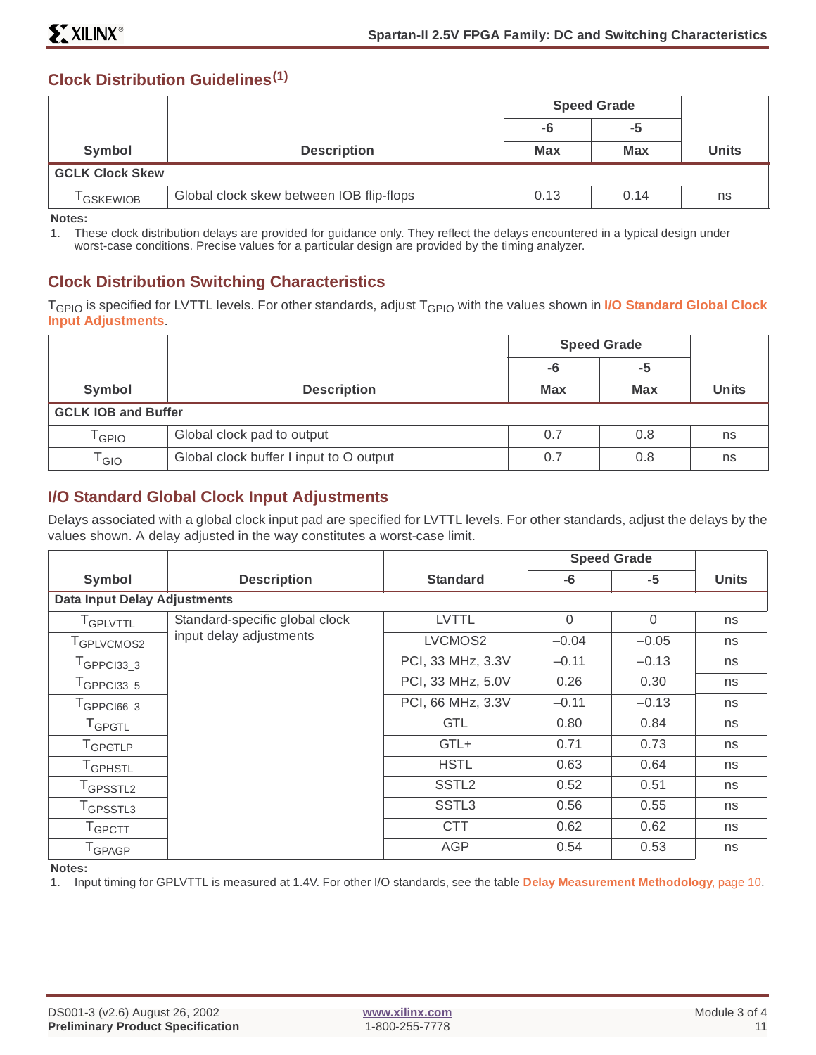## Clock Distribution Guidelines[1]

| Symbol | Description | Speed Grade | | Units |
|---|---|---|---|---|
| | | -6 | -5 | |
| | | Max | Max | |
| **GCLK Clock Skew** | | | | |
| $T_{GSKEWIOB}$ | Global clock skew between IOB flip-flops | 0.13 | 0.14 | ns |

**Notes:**

1. These clock distribution delays are provided for guidance only. They reflect the delays encountered in a typical design under worst-case conditions. Precise values for a particular design are provided by the timing analyzer.

## Clock Distribution Switching Characteristics

$T_{GPIO}$ is specified for LVTTL levels. For other standards, adjust $T_{GPIO}$ with the values shown in **I/O Standard Global Clock Input Adjustments**.

| Symbol | Description | Speed Grade | | Units |
|---|---|---|---|---|
| | | -6 | -5 | |
| | | Max | Max | |
| **GCLK IOB and Buffer** | | | | |
| $T_{GPIO}$ | Global clock pad to output | 0.7 | 0.8 | ns |
| $T_{GIO}$ | Global clock buffer I input to O output | 0.7 | 0.8 | ns |

## I/O Standard Global Clock Input Adjustments

Delays associated with a global clock input pad are specified for LVTTL levels. For other standards, adjust the delays by the values shown. A delay adjusted in the way constitutes a worst-case limit.

| Symbol | Description | Standard | Speed Grade | | Units |
|---|---|---|---|---|---|
| | | | -6 | -5 | |
| **Data Input Delay Adjustments** | | | | | |
| $T_{GPLVTTL}$ | Standard-specific global clock input delay adjustments | LVTTL | 0 | 0 | ns |
| $T_{GPLVCMOS2}$ | | LVCMOS2 | –0.04 | –0.05 | ns |
| $T_{GPPCI33\_3}$ | | PCI, 33 MHz, 3.3V | –0.11 | –0.13 | ns |
| $T_{GPPCI33\_5}$ | | PCI, 33 MHz, 5.0V | 0.26 | 0.30 | ns |
| $T_{GPPCI66\_3}$ | | PCI, 66 MHz, 3.3V | –0.11 | –0.13 | ns |
| $T_{GPGTL}$ | | GTL | 0.80 | 0.84 | ns |
| $T_{GPGTLP}$ | | GTL+ | 0.71 | 0.73 | ns |
| $T_{GPHSTL}$ | | HSTL | 0.63 | 0.64 | ns |
| $T_{GPSSTL2}$ | | SSTL2 | 0.52 | 0.51 | ns |
| $T_{GPSSTL3}$ | | SSTL3 | 0.56 | 0.55 | ns |
| $T_{GPCTT}$ | | CTT | 0.62 | 0.62 | ns |
| $T_{GPAGP}$ | | AGP | 0.54 | 0.53 | ns |

**Notes:**

1. Input timing for GPLVTTL is measured at 1.4V. For other I/O standards, see the table **Delay Measurement Methodology**, page 10.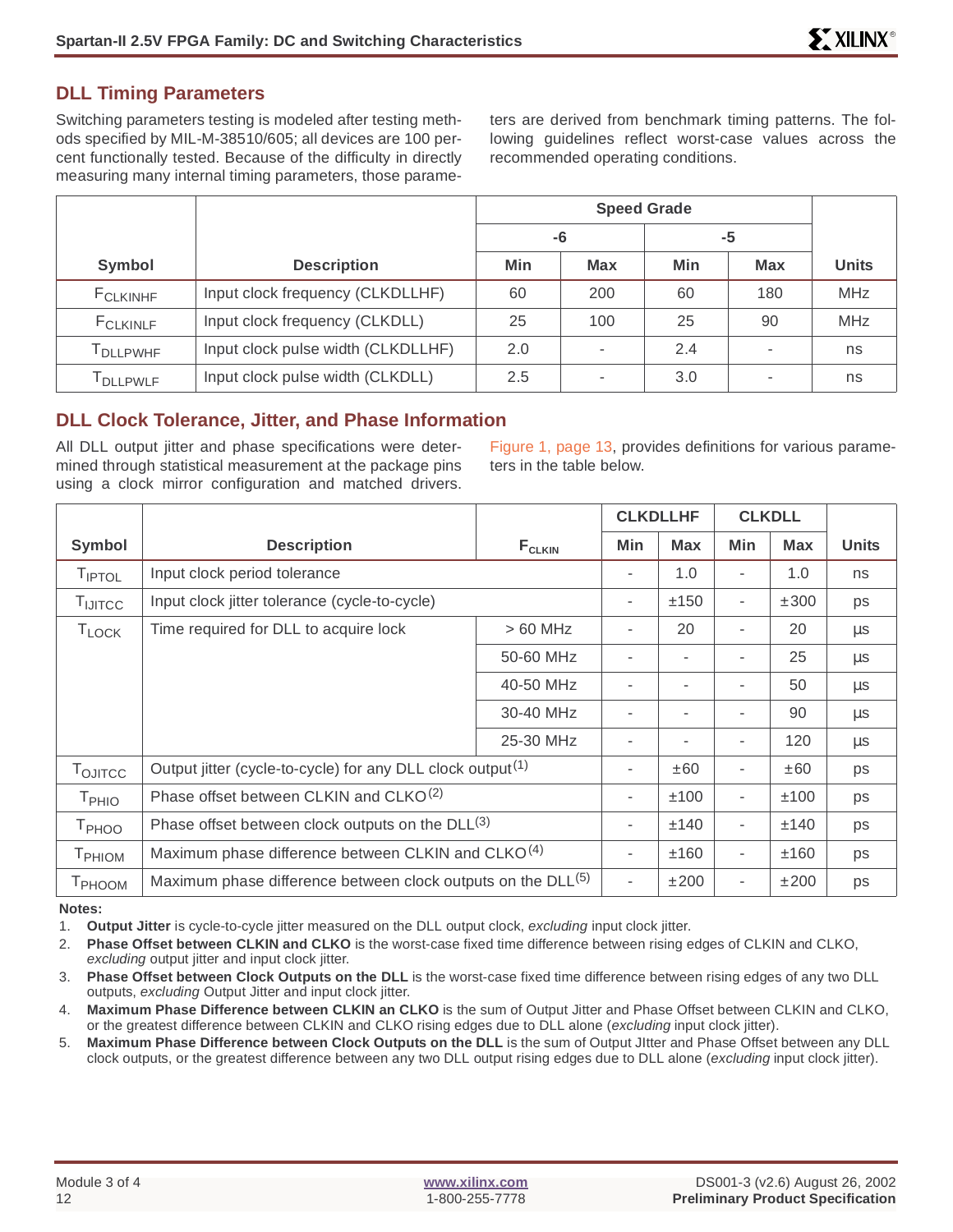## DLL Timing Parameters

Switching parameters testing is modeled after testing methods specified by MIL-M-38510/605; all devices are 100 percent functionally tested. Because of the difficulty in directly measuring many internal timing parameters, those parameters are derived from benchmark timing patterns. The following guidelines reflect worst-case values across the recommended operating conditions.

| Symbol | Description | Speed Grade | | | | Units |
|---|---|---|---|---|---|---|
| | | -6 | | -5 | | |
| | | Min | Max | Min | Max | |
| $F_{CLKINHF}$ | Input clock frequency (CLKDLLHF) | 60 | 200 | 60 | 180 | MHz |
| $F_{CLKINLF}$ | Input clock frequency (CLKDLL) | 25 | 100 | 25 | 90 | MHz |
| $T_{DLLPWHF}$ | Input clock pulse width (CLKDLLHF) | 2.0 | - | 2.4 | - | ns |
| $T_{DLLPWLF}$ | Input clock pulse width (CLKDLL) | 2.5 | - | 3.0 | - | ns |

## DLL Clock Tolerance, Jitter, and Phase Information

All DLL output jitter and phase specifications were determined through statistical measurement at the package pins using a clock mirror configuration and matched drivers. Figure 1, page 13, provides definitions for various parameters in the table below.

| Symbol | Description | $F_{CLKIN}$ | CLKDLLHF | | CLKDLL | | Units |
|---|---|---|---|---|---|---|---|
| | | | Min | Max | Min | Max | |
| $T_{IPTOL}$ | Input clock period tolerance | | - | 1.0 | - | 1.0 | ns |
| $T_{IJITCC}$ | Input clock jitter tolerance (cycle-to-cycle) | | - | ±150 | - | ±300 | ps |
| $T_{LOCK}$ | Time required for DLL to acquire lock | > 60 MHz | - | 20 | - | 20 | µs |
| | | 50-60 MHz | - | - | - | 25 | µs |
| | | 40-50 MHz | - | - | - | 50 | µs |
| | | 30-40 MHz | - | - | - | 90 | µs |
| | | 25-30 MHz | - | - | - | 120 | µs |
| $T_{OJITCC}$ | Output jitter (cycle-to-cycle) for any DLL clock output(1) | | - | ±60 | - | ±60 | ps |
| $T_{PHIO}$ | Phase offset between CLKIN and CLKO(2) | | - | ±100 | - | ±100 | ps |
| $T_{PHOO}$ | Phase offset between clock outputs on the DLL(3) | | - | ±140 | - | ±140 | ps |
| $T_{PHIOM}$ | Maximum phase difference between CLKIN and CLKO(4) | | - | ±160 | - | ±160 | ps |
| $T_{PHOOM}$ | Maximum phase difference between clock outputs on the DLL(5) | | - | ±200 | - | ±200 | ps |

**Notes:**

1. **Output Jitter** is cycle-to-cycle jitter measured on the DLL output clock, *excluding* input clock jitter.
2. **Phase Offset between CLKIN and CLKO** is the worst-case fixed time difference between rising edges of CLKIN and CLKO, *excluding* output jitter and input clock jitter.
3. **Phase Offset between Clock Outputs on the DLL** is the worst-case fixed time difference between rising edges of any two DLL outputs, *excluding* Output Jitter and input clock jitter.
4. **Maximum Phase Difference between CLKIN an CLKO** is the sum of Output Jitter and Phase Offset between CLKIN and CLKO, or the greatest difference between CLKIN and CLKO rising edges due to DLL alone (*excluding* input clock jitter).
5. **Maximum Phase Difference between Clock Outputs on the DLL** is the sum of Output JItter and Phase Offset between any DLL clock outputs, or the greatest difference between any two DLL output rising edges due to DLL alone (*excluding* input clock jitter).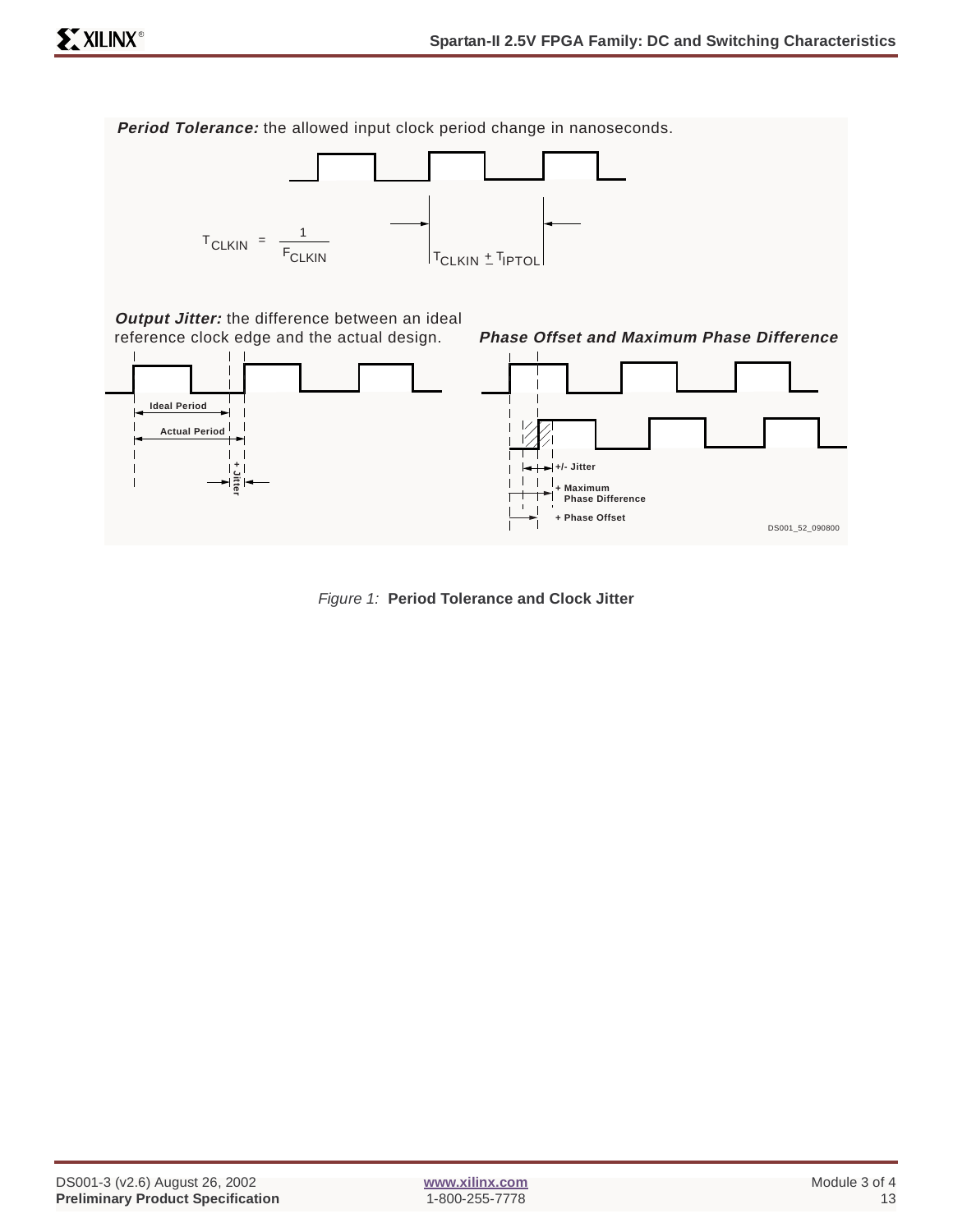***Period Tolerance:*** the allowed input clock period change in nanoseconds.

$T_{CLKIN} = \frac{1}{F_{CLKIN}}$

$T_{CLKIN} \pm T_{IPTOL}$

***Output Jitter:*** the difference between an ideal reference clock edge and the actual design.

Ideal Period

Actual Period

+ Jitter

***Phase Offset and Maximum Phase Difference***

+/- Jitter

+ Maximum Phase Difference

+ Phase Offset

DS001_52_090800

*Figure 1:* **Period Tolerance and Clock Jitter**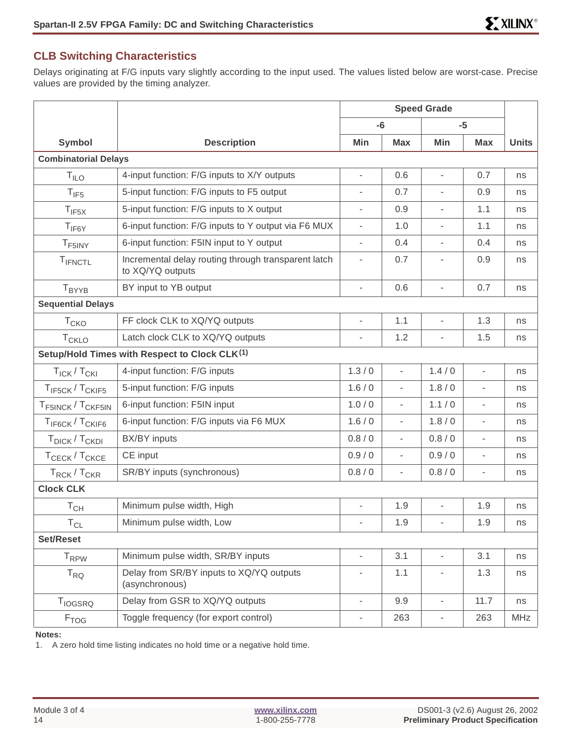## CLB Switching Characteristics

Delays originating at F/G inputs vary slightly according to the input used. The values listed below are worst-case. Precise values are provided by the timing analyzer.

| Symbol | Description | Speed Grade | | | | Units |
|---|---|---|---|---|---|---|
| | | -6 | | -5 | | |
| | | Min | Max | Min | Max | |
| **Combinatorial Delays** | | | | | | |
| $T_{ILO}$ | 4-input function: F/G inputs to X/Y outputs | - | 0.6 | - | 0.7 | ns |
| $T_{IF5}$ | 5-input function: F/G inputs to F5 output | - | 0.7 | - | 0.9 | ns |
| $T_{IF5X}$ | 5-input function: F/G inputs to X output | - | 0.9 | - | 1.1 | ns |
| $T_{IF6Y}$ | 6-input function: F/G inputs to Y output via F6 MUX | - | 1.0 | - | 1.1 | ns |
| $T_{F5INY}$ | 6-input function: F5IN input to Y output | - | 0.4 | - | 0.4 | ns |
| $T_{IFNCTL}$ | Incremental delay routing through transparent latch to XQ/YQ outputs | - | 0.7 | - | 0.9 | ns |
| $T_{BYYB}$ | BY input to YB output | - | 0.6 | - | 0.7 | ns |
| **Sequential Delays** | | | | | | |
| $T_{CKO}$ | FF clock CLK to XQ/YQ outputs | - | 1.1 | - | 1.3 | ns |
| $T_{CKLO}$ | Latch clock CLK to XQ/YQ outputs | - | 1.2 | - | 1.5 | ns |
| **Setup/Hold Times with Respect to Clock CLK[(1)]** | | | | | | |
| $T_{ICK}$ / $T_{CKI}$ | 4-input function: F/G inputs | 1.3 / 0 | - | 1.4 / 0 | - | ns |
| $T_{IF5CK}$ / $T_{CKIF5}$ | 5-input function: F/G inputs | 1.6 / 0 | - | 1.8 / 0 | - | ns |
| $T_{F5INCK}$ / $T_{CKF5IN}$ | 6-input function: F5IN input | 1.0 / 0 | - | 1.1 / 0 | - | ns |
| $T_{IF6CK}$ / $T_{CKIF6}$ | 6-input function: F/G inputs via F6 MUX | 1.6 / 0 | - | 1.8 / 0 | - | ns |
| $T_{DICK}$ / $T_{CKDI}$ | BX/BY inputs | 0.8 / 0 | - | 0.8 / 0 | - | ns |
| $T_{CECK}$ / $T_{CKCE}$ | CE input | 0.9 / 0 | - | 0.9 / 0 | - | ns |
| $T_{RCK}$ / $T_{CKR}$ | SR/BY inputs (synchronous) | 0.8 / 0 | - | 0.8 / 0 | - | ns |
| **Clock CLK** | | | | | | |
| $T_{CH}$ | Minimum pulse width, High | - | 1.9 | - | 1.9 | ns |
| $T_{CL}$ | Minimum pulse width, Low | - | 1.9 | - | 1.9 | ns |
| **Set/Reset** | | | | | | |
| $T_{RPW}$ | Minimum pulse width, SR/BY inputs | - | 3.1 | - | 3.1 | ns |
| $T_{RQ}$ | Delay from SR/BY inputs to XQ/YQ outputs (asynchronous) | - | 1.1 | - | 1.3 | ns |
| $T_{IOGSRQ}$ | Delay from GSR to XQ/YQ outputs | - | 9.9 | - | 11.7 | ns |
| $F_{TOG}$ | Toggle frequency (for export control) | - | 263 | - | 263 | MHz |

**Notes:**

1. A zero hold time listing indicates no hold time or a negative hold time.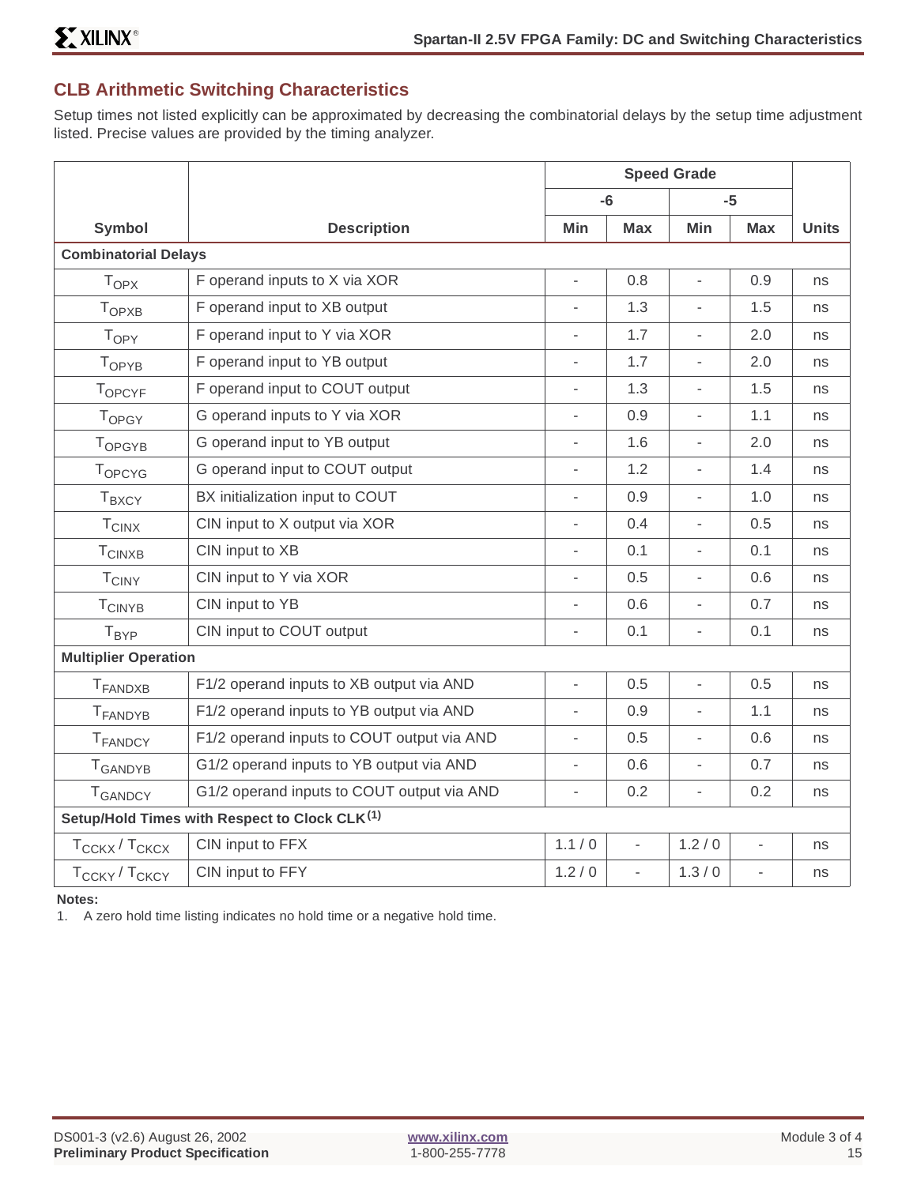## CLB Arithmetic Switching Characteristics

Setup times not listed explicitly can be approximated by decreasing the combinatorial delays by the setup time adjustment listed. Precise values are provided by the timing analyzer.

| Symbol | Description | Speed Grade | | | | Units |
|---|---|---|---|---|---|---|
| | | -6 | | -5 | | |
| | | Min | Max | Min | Max | |
| **Combinatorial Delays** | | | | | | |
| $T_{OPX}$ | F operand inputs to X via XOR | - | 0.8 | - | 0.9 | ns |
| $T_{OPXB}$ | F operand input to XB output | - | 1.3 | - | 1.5 | ns |
| $T_{OPY}$ | F operand input to Y via XOR | - | 1.7 | - | 2.0 | ns |
| $T_{OPYB}$ | F operand input to YB output | - | 1.7 | - | 2.0 | ns |
| $T_{OPCYF}$ | F operand input to COUT output | - | 1.3 | - | 1.5 | ns |
| $T_{OPGY}$ | G operand inputs to Y via XOR | - | 0.9 | - | 1.1 | ns |
| $T_{OPGYB}$ | G operand input to YB output | - | 1.6 | - | 2.0 | ns |
| $T_{OPCYG}$ | G operand input to COUT output | - | 1.2 | - | 1.4 | ns |
| $T_{BXCY}$ | BX initialization input to COUT | - | 0.9 | - | 1.0 | ns |
| $T_{CINX}$ | CIN input to X output via XOR | - | 0.4 | - | 0.5 | ns |
| $T_{CINXB}$ | CIN input to XB | - | 0.1 | - | 0.1 | ns |
| $T_{CINY}$ | CIN input to Y via XOR | - | 0.5 | - | 0.6 | ns |
| $T_{CINYB}$ | CIN input to YB | - | 0.6 | - | 0.7 | ns |
| $T_{BYP}$ | CIN input to COUT output | - | 0.1 | - | 0.1 | ns |
| **Multiplier Operation** | | | | | | |
| $T_{FANDXB}$ | F1/2 operand inputs to XB output via AND | - | 0.5 | - | 0.5 | ns |
| $T_{FANDYB}$ | F1/2 operand inputs to YB output via AND | - | 0.9 | - | 1.1 | ns |
| $T_{FANDCY}$ | F1/2 operand inputs to COUT output via AND | - | 0.5 | - | 0.6 | ns |
| $T_{GANDYB}$ | G1/2 operand inputs to YB output via AND | - | 0.6 | - | 0.7 | ns |
| $T_{GANDCY}$ | G1/2 operand inputs to COUT output via AND | - | 0.2 | - | 0.2 | ns |
| **Setup/Hold Times with Respect to Clock CLK**[1] | | | | | | |
| $T_{CCKX}$ / $T_{CKCX}$ | CIN input to FFX | 1.1 / 0 | - | 1.2 / 0 | - | ns |
| $T_{CCKY}$ / $T_{CKCY}$ | CIN input to FFY | 1.2 / 0 | - | 1.3 / 0 | - | ns |

**Notes:**

1. A zero hold time listing indicates no hold time or a negative hold time.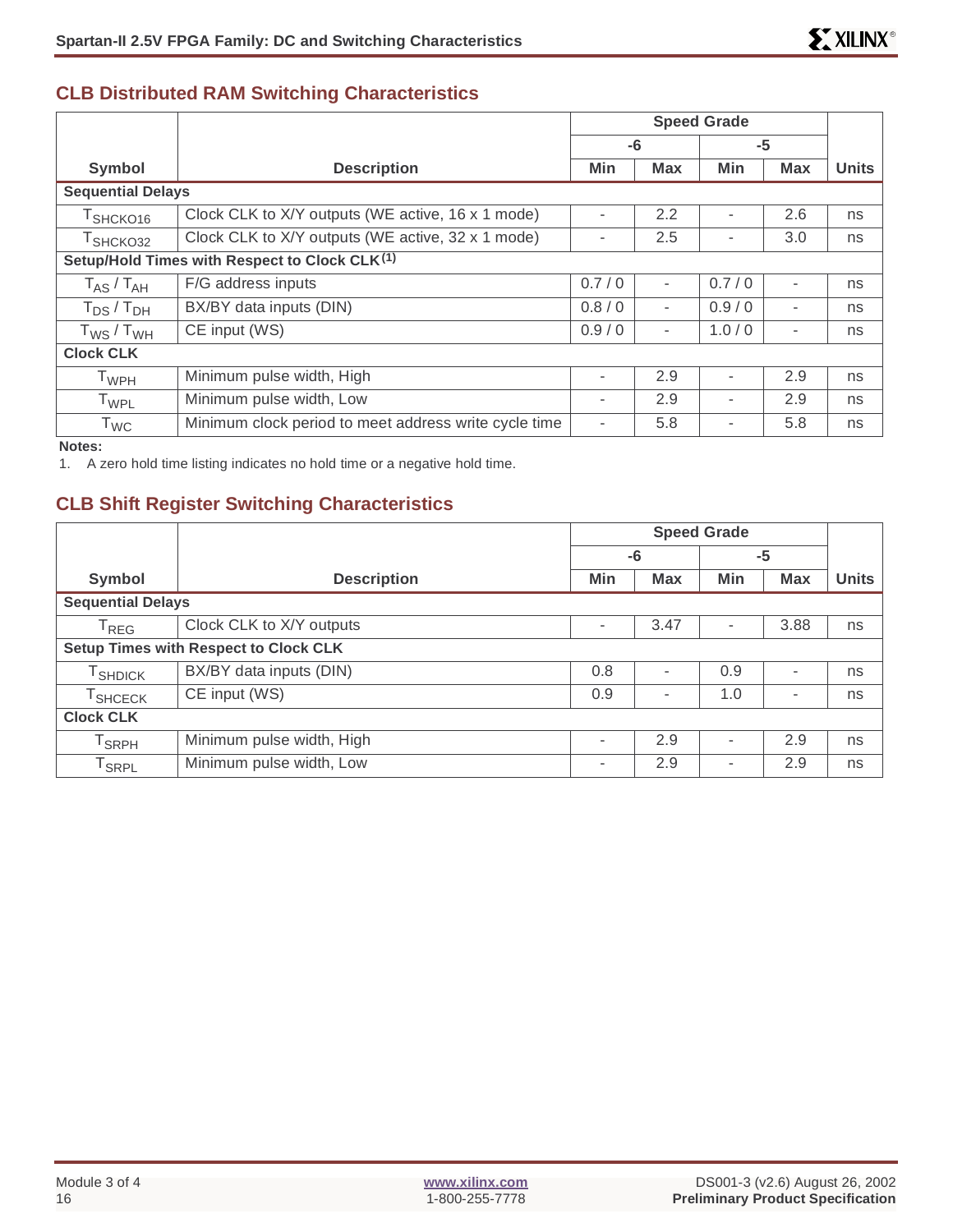## CLB Distributed RAM Switching Characteristics

| Symbol | Description | Speed Grade | | | | Units |
|---|---|---|---|---|---|---|
| | | -6 | | -5 | | |
| | | Min | Max | Min | Max | |
| **Sequential Delays** | | | | | | |
| $T_{SHCKO16}$ | Clock CLK to X/Y outputs (WE active, 16 x 1 mode) | - | 2.2 | - | 2.6 | ns |
| $T_{SHCKO32}$ | Clock CLK to X/Y outputs (WE active, 32 x 1 mode) | - | 2.5 | - | 3.0 | ns |
| **Setup/Hold Times with Respect to Clock CLK**(1) | | | | | | |
| $T_{AS}$ / $T_{AH}$ | F/G address inputs | 0.7 / 0 | - | 0.7 / 0 | - | ns |
| $T_{DS}$ / $T_{DH}$ | BX/BY data inputs (DIN) | 0.8 / 0 | - | 0.9 / 0 | - | ns |
| $T_{WS}$ / $T_{WH}$ | CE input (WS) | 0.9 / 0 | - | 1.0 / 0 | - | ns |
| **Clock CLK** | | | | | | |
| $T_{WPH}$ | Minimum pulse width, High | - | 2.9 | - | 2.9 | ns |
| $T_{WPL}$ | Minimum pulse width, Low | - | 2.9 | - | 2.9 | ns |
| $T_{WC}$ | Minimum clock period to meet address write cycle time | - | 5.8 | - | 5.8 | ns |

**Notes:**

1. A zero hold time listing indicates no hold time or a negative hold time.

## CLB Shift Register Switching Characteristics

| Symbol | Description | Speed Grade | | | | Units |
|---|---|---|---|---|---|---|
| | | -6 | | -5 | | |
| | | Min | Max | Min | Max | |
| **Sequential Delays** | | | | | | |
| $T_{REG}$ | Clock CLK to X/Y outputs | - | 3.47 | - | 3.88 | ns |
| **Setup Times with Respect to Clock CLK** | | | | | | |
| $T_{SHDICK}$ | BX/BY data inputs (DIN) | 0.8 | - | 0.9 | - | ns |
| $T_{SHCECK}$ | CE input (WS) | 0.9 | - | 1.0 | - | ns |
| **Clock CLK** | | | | | | |
| $T_{SRPH}$ | Minimum pulse width, High | - | 2.9 | - | 2.9 | ns |
| $T_{SRPL}$ | Minimum pulse width, Low | - | 2.9 | - | 2.9 | ns |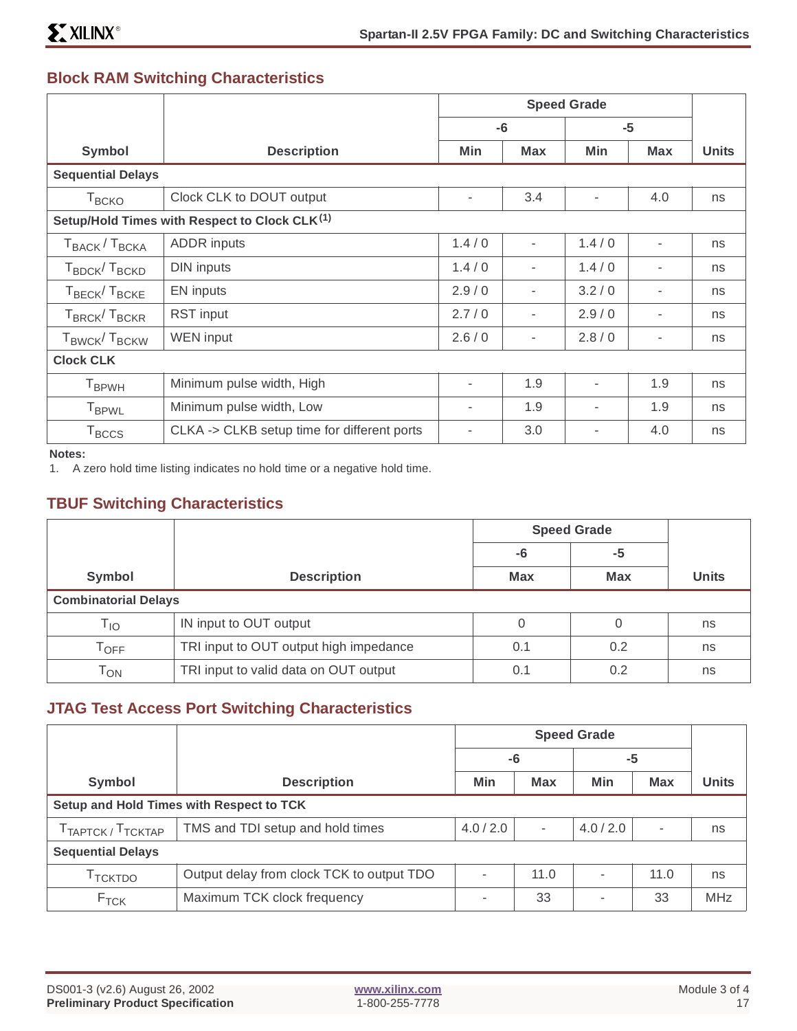## Block RAM Switching Characteristics

| Symbol | Description | Speed Grade | | | | Units |
|---|---|---|---|---|---|---|
| | | -6 | | -5 | | |
| | | Min | Max | Min | Max | |
| **Sequential Delays** | | | | | | |
| $T_{BCKO}$ | Clock CLK to DOUT output | - | 3.4 | - | 4.0 | ns |
| **Setup/Hold Times with Respect to Clock CLK[1]** | | | | | | |
| $T_{BACK}$ / $T_{BCKA}$ | ADDR inputs | 1.4 / 0 | - | 1.4 / 0 | - | ns |
| $T_{BDCK}$/ $T_{BCKD}$ | DIN inputs | 1.4 / 0 | - | 1.4 / 0 | - | ns |
| $T_{BECK}$/ $T_{BCKE}$ | EN inputs | 2.9 / 0 | - | 3.2 / 0 | - | ns |
| $T_{BRCK}$/ $T_{BCKR}$ | RST input | 2.7 / 0 | - | 2.9 / 0 | - | ns |
| $T_{BWCK}$/ $T_{BCKW}$ | WEN input | 2.6 / 0 | - | 2.8 / 0 | - | ns |
| **Clock CLK** | | | | | | |
| $T_{BPWH}$ | Minimum pulse width, High | - | 1.9 | - | 1.9 | ns |
| $T_{BPWL}$ | Minimum pulse width, Low | - | 1.9 | - | 1.9 | ns |
| $T_{BCCS}$ | CLKA -> CLKB setup time for different ports | - | 3.0 | - | 4.0 | ns |

**Notes:**
1. A zero hold time listing indicates no hold time or a negative hold time.

## TBUF Switching Characteristics

| Symbol | Description | Speed Grade | | Units |
|---|---|---|---|---|
| | | -6 | -5 | |
| | | Max | Max | |
| **Combinatorial Delays** | | | | |
| $T_{IO}$ | IN input to OUT output | 0 | 0 | ns |
| $T_{OFF}$ | TRI input to OUT output high impedance | 0.1 | 0.2 | ns |
| $T_{ON}$ | TRI input to valid data on OUT output | 0.1 | 0.2 | ns |

## JTAG Test Access Port Switching Characteristics

| Symbol | Description | Speed Grade | | | | Units |
|---|---|---|---|---|---|---|
| | | -6 | | -5 | | |
| | | Min | Max | Min | Max | |
| **Setup and Hold Times with Respect to TCK** | | | | | | |
| $T_{TAPTCK}$ / $T_{TCKTAP}$ | TMS and TDI setup and hold times | 4.0 / 2.0 | - | 4.0 / 2.0 | - | ns |
| **Sequential Delays** | | | | | | |
| $T_{TCKTDO}$ | Output delay from clock TCK to output TDO | - | 11.0 | - | 11.0 | ns |
| $F_{TCK}$ | Maximum TCK clock frequency | - | 33 | - | 33 | MHz |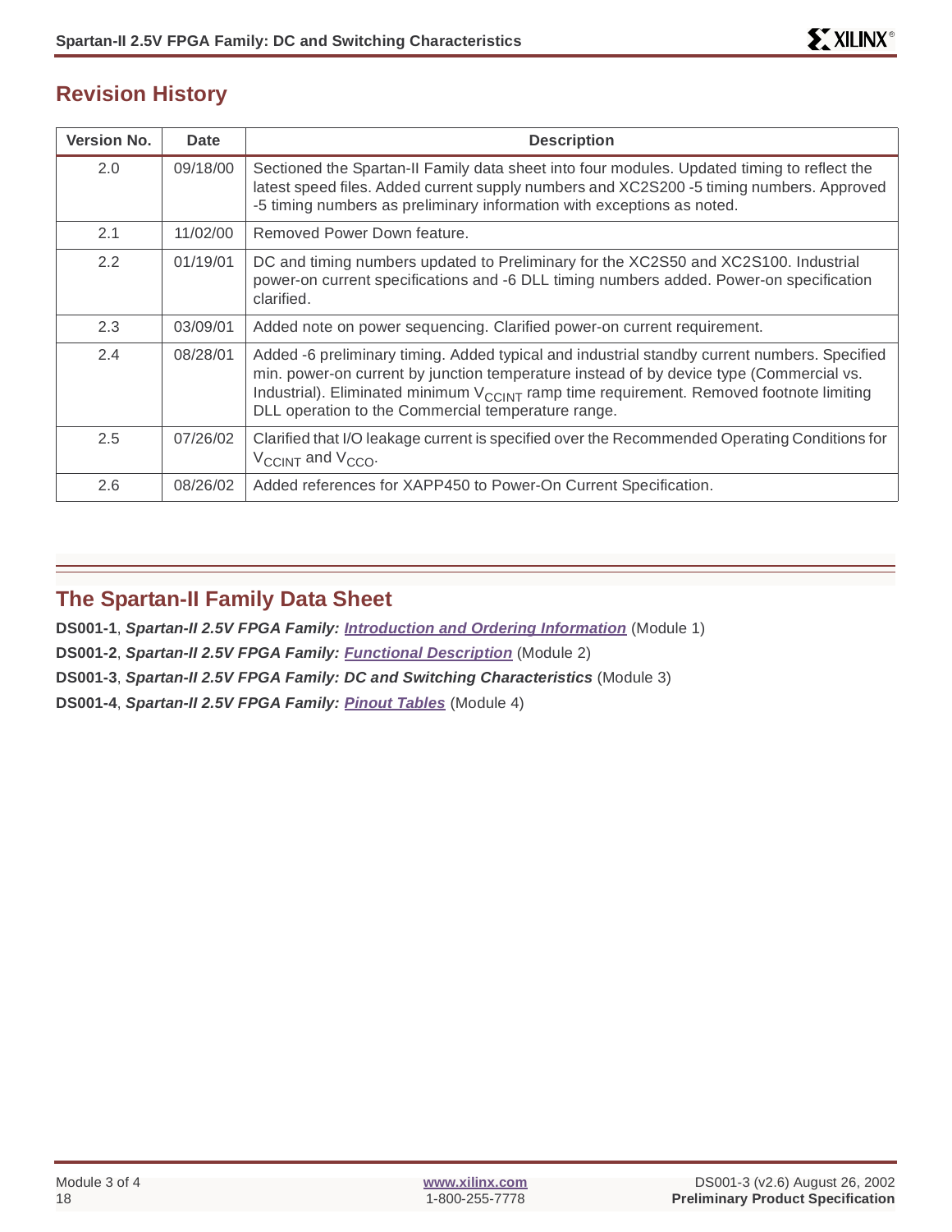## Revision History

| Version No. | Date | Description |
|---|---|---|
| 2.0 | 09/18/00 | Sectioned the Spartan-II Family data sheet into four modules. Updated timing to reflect the latest speed files. Added current supply numbers and XC2S200 -5 timing numbers. Approved -5 timing numbers as preliminary information with exceptions as noted. |
| 2.1 | 11/02/00 | Removed Power Down feature. |
| 2.2 | 01/19/01 | DC and timing numbers updated to Preliminary for the XC2S50 and XC2S100. Industrial power-on current specifications and -6 DLL timing numbers added. Power-on specification clarified. |
| 2.3 | 03/09/01 | Added note on power sequencing. Clarified power-on current requirement. |
| 2.4 | 08/28/01 | Added -6 preliminary timing. Added typical and industrial standby current numbers. Specified min. power-on current by junction temperature instead of by device type (Commercial vs. Industrial). Eliminated minimum $V_{CCINT}$ ramp time requirement. Removed footnote limiting DLL operation to the Commercial temperature range. |
| 2.5 | 07/26/02 | Clarified that I/O leakage current is specified over the Recommended Operating Conditions for $V_{CCINT}$ and $V_{CCO}$. |
| 2.6 | 08/26/02 | Added references for XAPP450 to Power-On Current Specification. |

## The Spartan-II Family Data Sheet

**DS001-1**, ***Spartan-II 2.5V FPGA Family: Introduction and Ordering Information*** (Module 1)

**DS001-2**, ***Spartan-II 2.5V FPGA Family: Functional Description*** (Module 2)

**DS001-3**, ***Spartan-II 2.5V FPGA Family: DC and Switching Characteristics*** (Module 3)

**DS001-4**, ***Spartan-II 2.5V FPGA Family: Pinout Tables*** (Module 4)